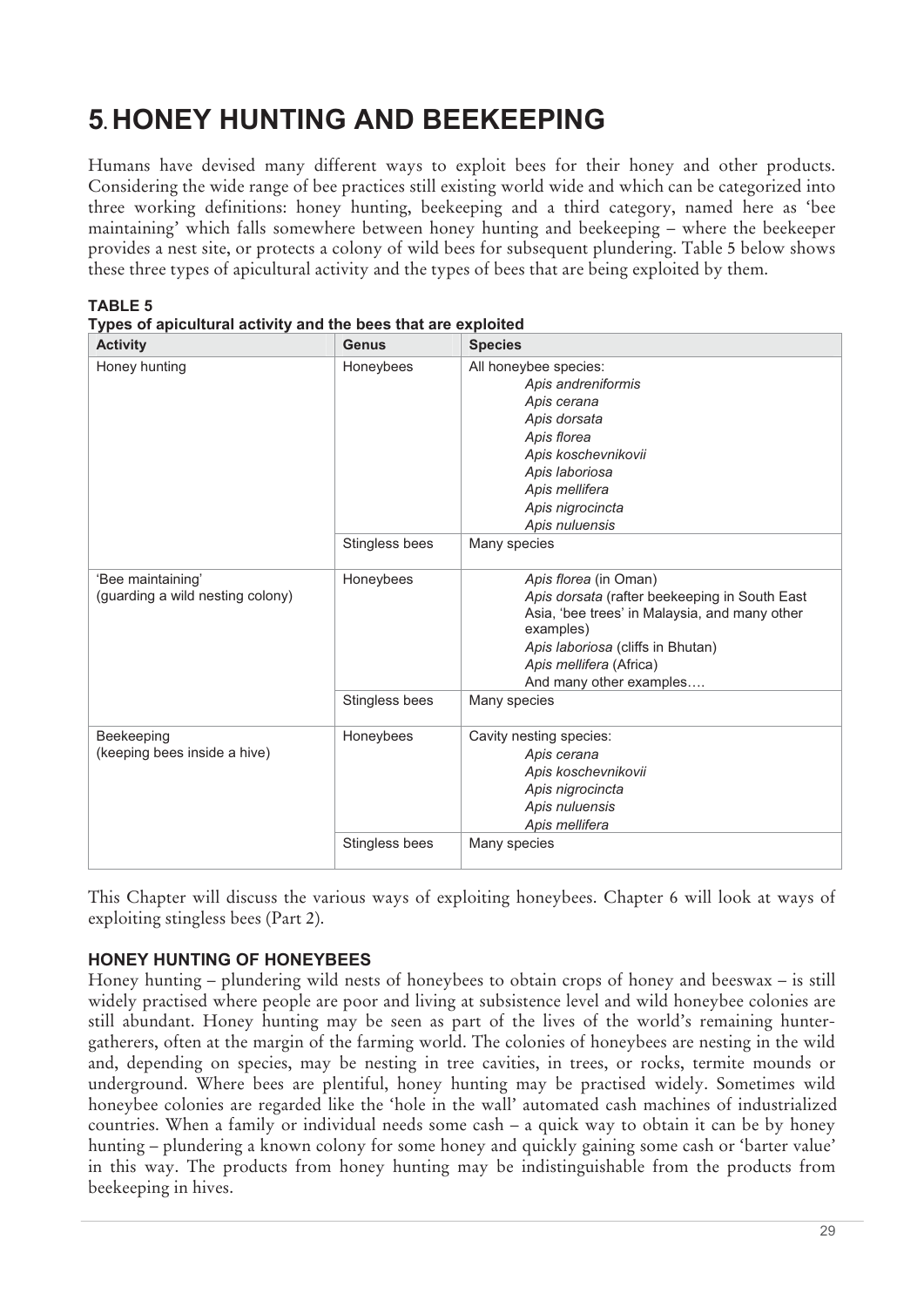# 5. HONEY HUNTING AND BEEKEEPING

Humans have devised many different ways to exploit bees for their honey and other products. Considering the wide range of bee practices still existing world wide and which can be categorized into three working definitions: honey hunting, beekeeping and a third category, named here as 'bee maintaining' which falls somewhere between honey hunting and beekeeping – where the beekeeper provides a nest site, or protects a colony of wild bees for subsequent plundering. Table 5 below shows these three types of apicultural activity and the types of bees that are being exploited by them.

**TABLE 5**
**Types of apicultural activity and the bees that are exploited**

| Activity | Genus | Species |
|---|---|---|
| Honey hunting | Honeybees | All honeybee species: *Apis andreniformis* *Apis cerana* *Apis dorsata* *Apis florea* *Apis koschevnikovii* *Apis laboriosa* *Apis mellifera* *Apis nigrocincta* *Apis nuluensis* |
| | Stingless bees | Many species |
| 'Bee maintaining' (guarding a wild nesting colony) | Honeybees | *Apis florea* (in Oman) *Apis dorsata* (rafter beekeeping in South East Asia, 'bee trees' in Malaysia, and many other examples) *Apis laboriosa* (cliffs in Bhutan) *Apis mellifera* (Africa) And many other examples…. |
| | Stingless bees | Many species |
| Beekeeping (keeping bees inside a hive) | Honeybees | Cavity nesting species: *Apis cerana* *Apis koschevnikovii* *Apis nigrocincta* *Apis nuluensis* *Apis mellifera* |
| | Stingless bees | Many species |

This Chapter will discuss the various ways of exploiting honeybees. Chapter 6 will look at ways of exploiting stingless bees (Part 2).

### HONEY HUNTING OF HONEYBEES

Honey hunting – plundering wild nests of honeybees to obtain crops of honey and beeswax – is still widely practised where people are poor and living at subsistence level and wild honeybee colonies are still abundant. Honey hunting may be seen as part of the lives of the world's remaining hunter-gatherers, often at the margin of the farming world. The colonies of honeybees are nesting in the wild and, depending on species, may be nesting in tree cavities, in trees, or rocks, termite mounds or underground. Where bees are plentiful, honey hunting may be practised widely. Sometimes wild honeybee colonies are regarded like the 'hole in the wall' automated cash machines of industrialized countries. When a family or individual needs some cash – a quick way to obtain it can be by honey hunting – plundering a known colony for some honey and quickly gaining some cash or 'barter value' in this way. The products from honey hunting may be indistinguishable from the products from beekeeping in hives.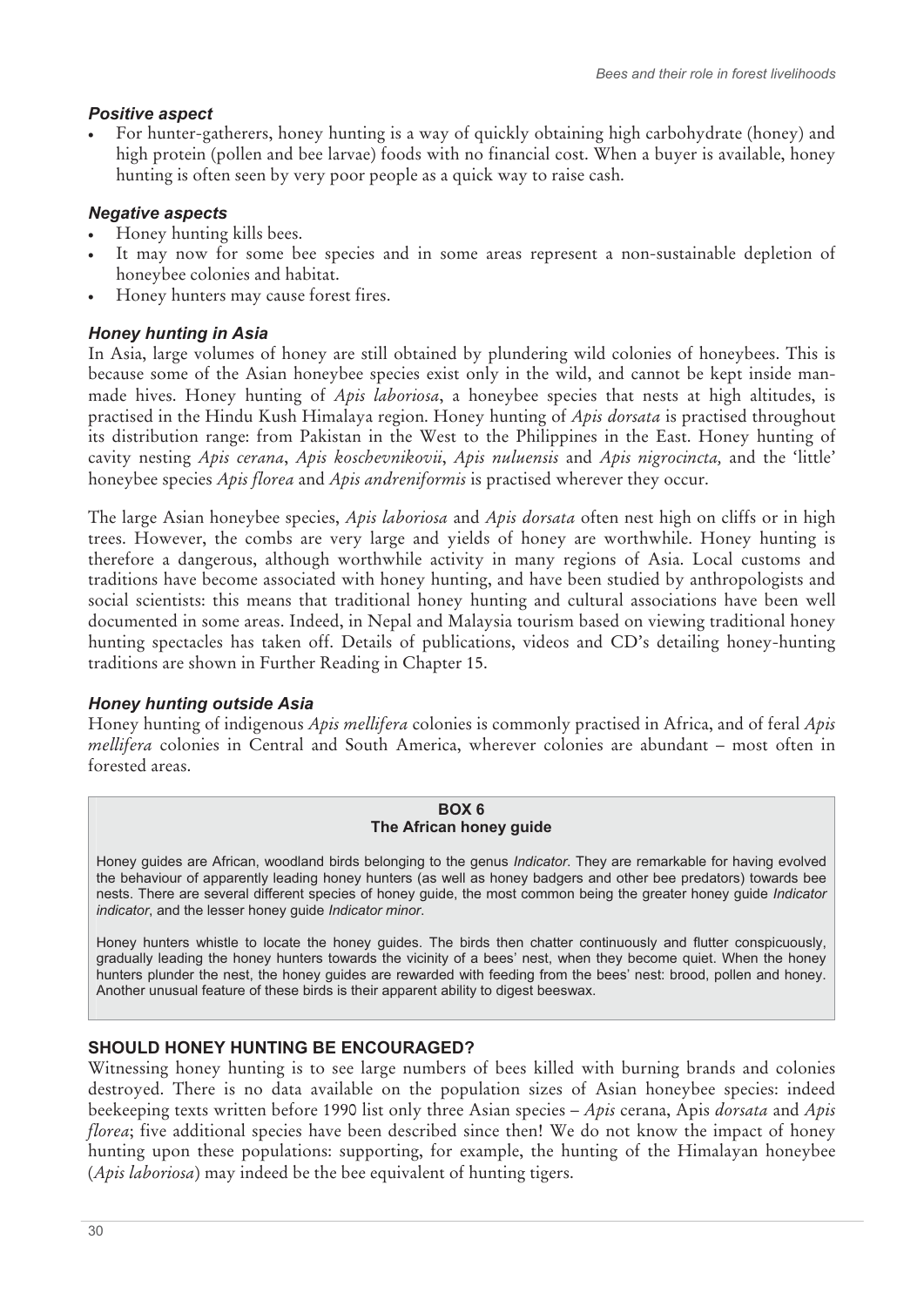### *Positive aspect*

- For hunter-gatherers, honey hunting is a way of quickly obtaining high carbohydrate (honey) and high protein (pollen and bee larvae) foods with no financial cost. When a buyer is available, honey hunting is often seen by very poor people as a quick way to raise cash.

### *Negative aspects*

- Honey hunting kills bees.
- It may now for some bee species and in some areas represent a non-sustainable depletion of honeybee colonies and habitat.
- Honey hunters may cause forest fires.

### *Honey hunting in Asia*

In Asia, large volumes of honey are still obtained by plundering wild colonies of honeybees. This is because some of the Asian honeybee species exist only in the wild, and cannot be kept inside man-made hives. Honey hunting of *Apis laboriosa*, a honeybee species that nests at high altitudes, is practised in the Hindu Kush Himalaya region. Honey hunting of *Apis dorsata* is practised throughout its distribution range: from Pakistan in the West to the Philippines in the East. Honey hunting of cavity nesting *Apis cerana*, *Apis koschevnikovii*, *Apis nuluensis* and *Apis nigrocincta,* and the 'little' honeybee species *Apis florea* and *Apis andreniformis* is practised wherever they occur.

The large Asian honeybee species, *Apis laboriosa* and *Apis dorsata* often nest high on cliffs or in high trees. However, the combs are very large and yields of honey are worthwhile. Honey hunting is therefore a dangerous, although worthwhile activity in many regions of Asia. Local customs and traditions have become associated with honey hunting, and have been studied by anthropologists and social scientists: this means that traditional honey hunting and cultural associations have been well documented in some areas. Indeed, in Nepal and Malaysia tourism based on viewing traditional honey hunting spectacles has taken off. Details of publications, videos and CD's detailing honey-hunting traditions are shown in Further Reading in Chapter 15.

### *Honey hunting outside Asia*

Honey hunting of indigenous *Apis mellifera* colonies is commonly practised in Africa, and of feral *Apis mellifera* colonies in Central and South America, wherever colonies are abundant – most often in forested areas.

> **BOX 6**
> **The African honey guide**
>
> Honey guides are African, woodland birds belonging to the genus *Indicator*. They are remarkable for having evolved the behaviour of apparently leading honey hunters (as well as honey badgers and other bee predators) towards bee nests. There are several different species of honey guide, the most common being the greater honey guide *Indicator indicator*, and the lesser honey guide *Indicator minor*.
>
> Honey hunters whistle to locate the honey guides. The birds then chatter continuously and flutter conspicuously, gradually leading the honey hunters towards the vicinity of a bees' nest, when they become quiet. When the honey hunters plunder the nest, the honey guides are rewarded with feeding from the bees' nest: brood, pollen and honey. Another unusual feature of these birds is their apparent ability to digest beeswax.

## SHOULD HONEY HUNTING BE ENCOURAGED?

Witnessing honey hunting is to see large numbers of bees killed with burning brands and colonies destroyed. There is no data available on the population sizes of Asian honeybee species: indeed beekeeping texts written before 1990 list only three Asian species – *Apis* cerana, Apis *dorsata* and *Apis florea*; five additional species have been described since then! We do not know the impact of honey hunting upon these populations: supporting, for example, the hunting of the Himalayan honeybee (*Apis laboriosa*) may indeed be the bee equivalent of hunting tigers.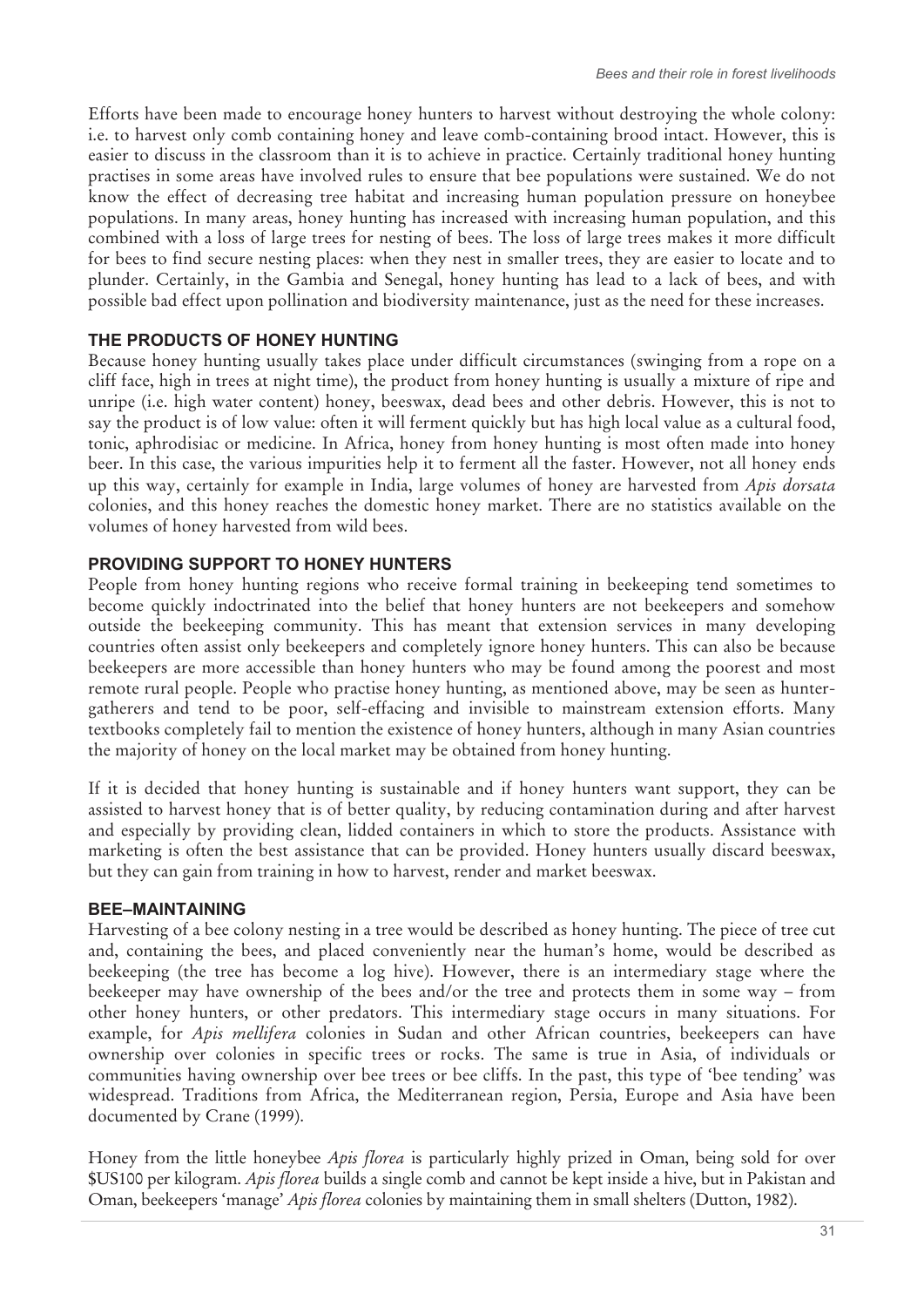Efforts have been made to encourage honey hunters to harvest without destroying the whole colony: i.e. to harvest only comb containing honey and leave comb-containing brood intact. However, this is easier to discuss in the classroom than it is to achieve in practice. Certainly traditional honey hunting practises in some areas have involved rules to ensure that bee populations were sustained. We do not know the effect of decreasing tree habitat and increasing human population pressure on honeybee populations. In many areas, honey hunting has increased with increasing human population, and this combined with a loss of large trees for nesting of bees. The loss of large trees makes it more difficult for bees to find secure nesting places: when they nest in smaller trees, they are easier to locate and to plunder. Certainly, in the Gambia and Senegal, honey hunting has lead to a lack of bees, and with possible bad effect upon pollination and biodiversity maintenance, just as the need for these increases.

## THE PRODUCTS OF HONEY HUNTING

Because honey hunting usually takes place under difficult circumstances (swinging from a rope on a cliff face, high in trees at night time), the product from honey hunting is usually a mixture of ripe and unripe (i.e. high water content) honey, beeswax, dead bees and other debris. However, this is not to say the product is of low value: often it will ferment quickly but has high local value as a cultural food, tonic, aphrodisiac or medicine. In Africa, honey from honey hunting is most often made into honey beer. In this case, the various impurities help it to ferment all the faster. However, not all honey ends up this way, certainly for example in India, large volumes of honey are harvested from *Apis dorsata* colonies, and this honey reaches the domestic honey market. There are no statistics available on the volumes of honey harvested from wild bees.

## PROVIDING SUPPORT TO HONEY HUNTERS

People from honey hunting regions who receive formal training in beekeeping tend sometimes to become quickly indoctrinated into the belief that honey hunters are not beekeepers and somehow outside the beekeeping community. This has meant that extension services in many developing countries often assist only beekeepers and completely ignore honey hunters. This can also be because beekeepers are more accessible than honey hunters who may be found among the poorest and most remote rural people. People who practise honey hunting, as mentioned above, may be seen as hunter-gatherers and tend to be poor, self-effacing and invisible to mainstream extension efforts. Many textbooks completely fail to mention the existence of honey hunters, although in many Asian countries the majority of honey on the local market may be obtained from honey hunting.

If it is decided that honey hunting is sustainable and if honey hunters want support, they can be assisted to harvest honey that is of better quality, by reducing contamination during and after harvest and especially by providing clean, lidded containers in which to store the products. Assistance with marketing is often the best assistance that can be provided. Honey hunters usually discard beeswax, but they can gain from training in how to harvest, render and market beeswax.

## BEE–MAINTAINING

Harvesting of a bee colony nesting in a tree would be described as honey hunting. The piece of tree cut and, containing the bees, and placed conveniently near the human's home, would be described as beekeeping (the tree has become a log hive). However, there is an intermediary stage where the beekeeper may have ownership of the bees and/or the tree and protects them in some way – from other honey hunters, or other predators. This intermediary stage occurs in many situations. For example, for *Apis mellifera* colonies in Sudan and other African countries, beekeepers can have ownership over colonies in specific trees or rocks. The same is true in Asia, of individuals or communities having ownership over bee trees or bee cliffs. In the past, this type of 'bee tending' was widespread. Traditions from Africa, the Mediterranean region, Persia, Europe and Asia have been documented by Crane (1999).

Honey from the little honeybee *Apis florea* is particularly highly prized in Oman, being sold for over $US100 per kilogram. *Apis florea* builds a single comb and cannot be kept inside a hive, but in Pakistan and Oman, beekeepers 'manage' *Apis florea* colonies by maintaining them in small shelters (Dutton, 1982).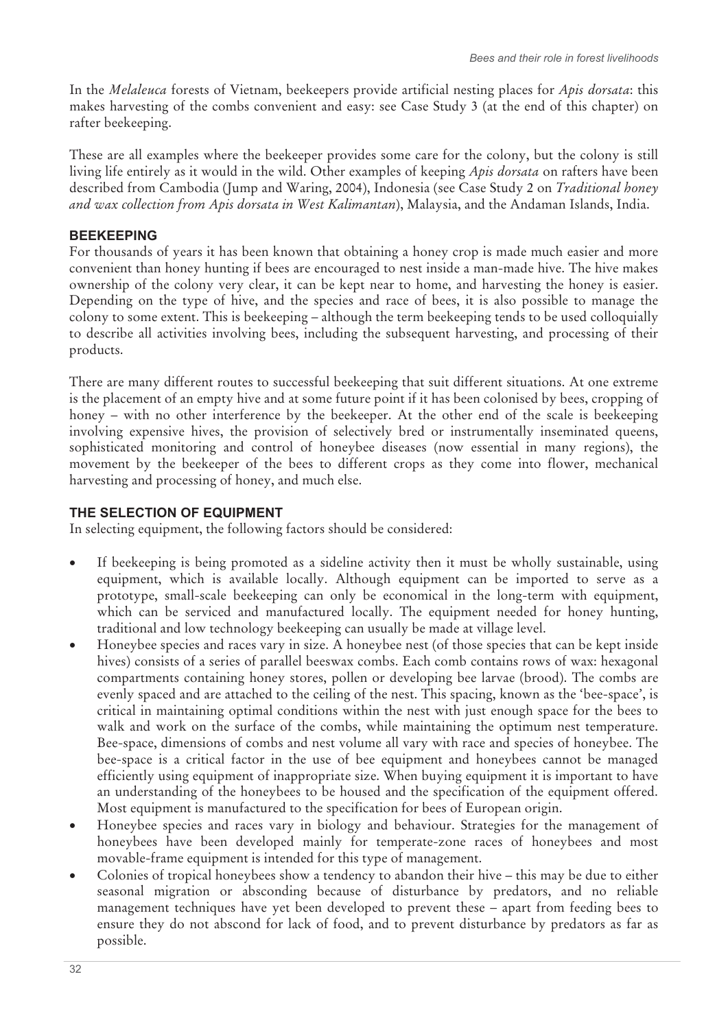In the *Melaleuca* forests of Vietnam, beekeepers provide artificial nesting places for *Apis dorsata*: this makes harvesting of the combs convenient and easy: see Case Study 3 (at the end of this chapter) on rafter beekeeping.

These are all examples where the beekeeper provides some care for the colony, but the colony is still living life entirely as it would in the wild. Other examples of keeping *Apis dorsata* on rafters have been described from Cambodia (Jump and Waring, 2004), Indonesia (see Case Study 2 on *Traditional honey and wax collection from Apis dorsata in West Kalimantan*), Malaysia, and the Andaman Islands, India.

## BEEKEEPING

For thousands of years it has been known that obtaining a honey crop is made much easier and more convenient than honey hunting if bees are encouraged to nest inside a man-made hive. The hive makes ownership of the colony very clear, it can be kept near to home, and harvesting the honey is easier. Depending on the type of hive, and the species and race of bees, it is also possible to manage the colony to some extent. This is beekeeping – although the term beekeeping tends to be used colloquially to describe all activities involving bees, including the subsequent harvesting, and processing of their products.

There are many different routes to successful beekeeping that suit different situations. At one extreme is the placement of an empty hive and at some future point if it has been colonised by bees, cropping of honey – with no other interference by the beekeeper. At the other end of the scale is beekeeping involving expensive hives, the provision of selectively bred or instrumentally inseminated queens, sophisticated monitoring and control of honeybee diseases (now essential in many regions), the movement by the beekeeper of the bees to different crops as they come into flower, mechanical harvesting and processing of honey, and much else.

## THE SELECTION OF EQUIPMENT

In selecting equipment, the following factors should be considered:

- If beekeeping is being promoted as a sideline activity then it must be wholly sustainable, using equipment, which is available locally. Although equipment can be imported to serve as a prototype, small-scale beekeeping can only be economical in the long-term with equipment, which can be serviced and manufactured locally. The equipment needed for honey hunting, traditional and low technology beekeeping can usually be made at village level.
- Honeybee species and races vary in size. A honeybee nest (of those species that can be kept inside hives) consists of a series of parallel beeswax combs. Each comb contains rows of wax: hexagonal compartments containing honey stores, pollen or developing bee larvae (brood). The combs are evenly spaced and are attached to the ceiling of the nest. This spacing, known as the 'bee-space', is critical in maintaining optimal conditions within the nest with just enough space for the bees to walk and work on the surface of the combs, while maintaining the optimum nest temperature. Bee-space, dimensions of combs and nest volume all vary with race and species of honeybee. The bee-space is a critical factor in the use of bee equipment and honeybees cannot be managed efficiently using equipment of inappropriate size. When buying equipment it is important to have an understanding of the honeybees to be housed and the specification of the equipment offered. Most equipment is manufactured to the specification for bees of European origin.
- Honeybee species and races vary in biology and behaviour. Strategies for the management of honeybees have been developed mainly for temperate-zone races of honeybees and most movable-frame equipment is intended for this type of management.
- Colonies of tropical honeybees show a tendency to abandon their hive – this may be due to either seasonal migration or absconding because of disturbance by predators, and no reliable management techniques have yet been developed to prevent these – apart from feeding bees to ensure they do not abscond for lack of food, and to prevent disturbance by predators as far as possible.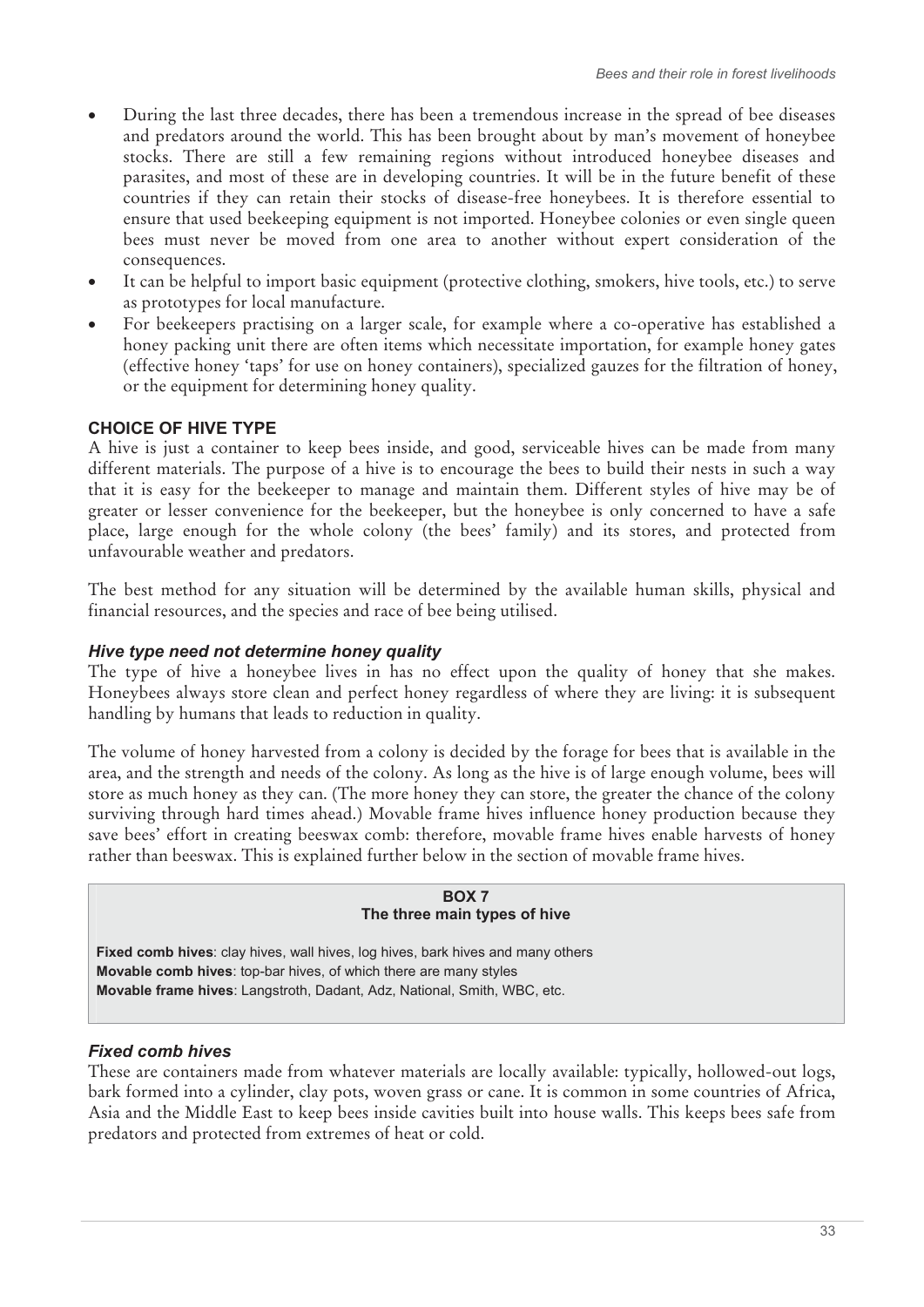- During the last three decades, there has been a tremendous increase in the spread of bee diseases and predators around the world. This has been brought about by man's movement of honeybee stocks. There are still a few remaining regions without introduced honeybee diseases and parasites, and most of these are in developing countries. It will be in the future benefit of these countries if they can retain their stocks of disease-free honeybees. It is therefore essential to ensure that used beekeeping equipment is not imported. Honeybee colonies or even single queen bees must never be moved from one area to another without expert consideration of the consequences.
- It can be helpful to import basic equipment (protective clothing, smokers, hive tools, etc.) to serve as prototypes for local manufacture.
- For beekeepers practising on a larger scale, for example where a co-operative has established a honey packing unit there are often items which necessitate importation, for example honey gates (effective honey 'taps' for use on honey containers), specialized gauzes for the filtration of honey, or the equipment for determining honey quality.

## CHOICE OF HIVE TYPE

A hive is just a container to keep bees inside, and good, serviceable hives can be made from many different materials. The purpose of a hive is to encourage the bees to build their nests in such a way that it is easy for the beekeeper to manage and maintain them. Different styles of hive may be of greater or lesser convenience for the beekeeper, but the honeybee is only concerned to have a safe place, large enough for the whole colony (the bees' family) and its stores, and protected from unfavourable weather and predators.

The best method for any situation will be determined by the available human skills, physical and financial resources, and the species and race of bee being utilised.

### *Hive type need not determine honey quality*

The type of hive a honeybee lives in has no effect upon the quality of honey that she makes. Honeybees always store clean and perfect honey regardless of where they are living: it is subsequent handling by humans that leads to reduction in quality.

The volume of honey harvested from a colony is decided by the forage for bees that is available in the area, and the strength and needs of the colony. As long as the hive is of large enough volume, bees will store as much honey as they can. (The more honey they can store, the greater the chance of the colony surviving through hard times ahead.) Movable frame hives influence honey production because they save bees' effort in creating beeswax comb: therefore, movable frame hives enable harvests of honey rather than beeswax. This is explained further below in the section of movable frame hives.

**BOX 7**
**The three main types of hive**

**Fixed comb hives**: clay hives, wall hives, log hives, bark hives and many others
**Movable comb hives**: top-bar hives, of which there are many styles
**Movable frame hives**: Langstroth, Dadant, Adz, National, Smith, WBC, etc.

### *Fixed comb hives*

These are containers made from whatever materials are locally available: typically, hollowed-out logs, bark formed into a cylinder, clay pots, woven grass or cane. It is common in some countries of Africa, Asia and the Middle East to keep bees inside cavities built into house walls. This keeps bees safe from predators and protected from extremes of heat or cold.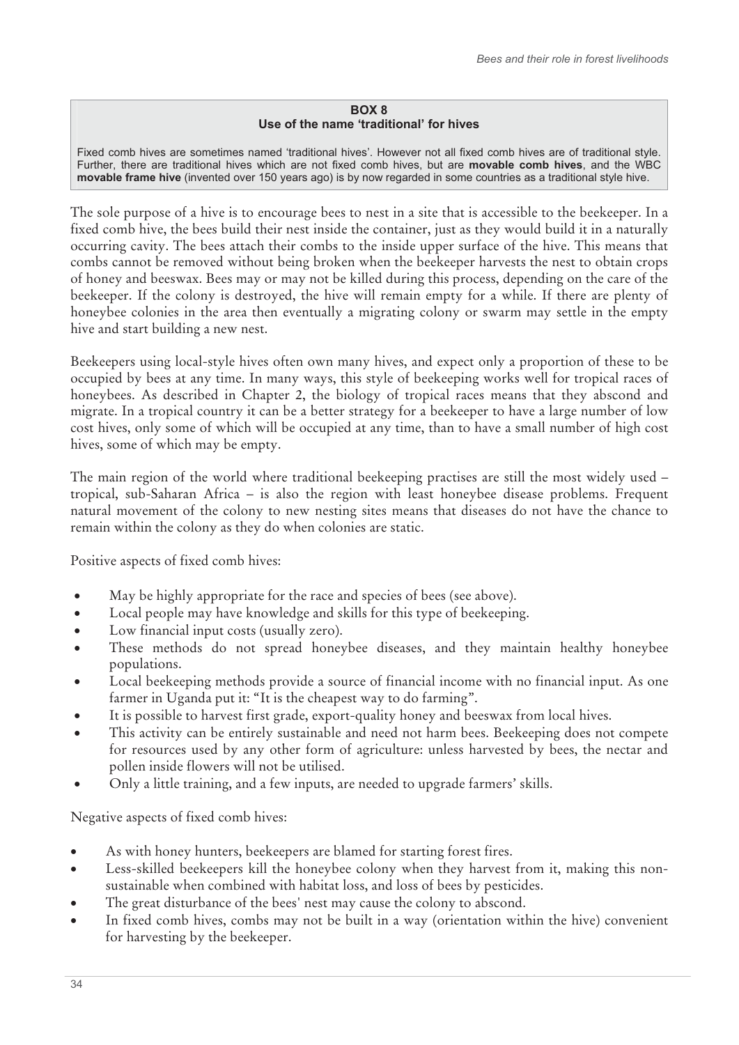**BOX 8**
**Use of the name 'traditional' for hives**

Fixed comb hives are sometimes named 'traditional hives'. However not all fixed comb hives are of traditional style. Further, there are traditional hives which are not fixed comb hives, but are **movable comb hives**, and the WBC **movable frame hive** (invented over 150 years ago) is by now regarded in some countries as a traditional style hive.

The sole purpose of a hive is to encourage bees to nest in a site that is accessible to the beekeeper. In a fixed comb hive, the bees build their nest inside the container, just as they would build it in a naturally occurring cavity. The bees attach their combs to the inside upper surface of the hive. This means that combs cannot be removed without being broken when the beekeeper harvests the nest to obtain crops of honey and beeswax. Bees may or may not be killed during this process, depending on the care of the beekeeper. If the colony is destroyed, the hive will remain empty for a while. If there are plenty of honeybee colonies in the area then eventually a migrating colony or swarm may settle in the empty hive and start building a new nest.

Beekeepers using local-style hives often own many hives, and expect only a proportion of these to be occupied by bees at any time. In many ways, this style of beekeeping works well for tropical races of honeybees. As described in Chapter 2, the biology of tropical races means that they abscond and migrate. In a tropical country it can be a better strategy for a beekeeper to have a large number of low cost hives, only some of which will be occupied at any time, than to have a small number of high cost hives, some of which may be empty.

The main region of the world where traditional beekeeping practises are still the most widely used – tropical, sub-Saharan Africa – is also the region with least honeybee disease problems. Frequent natural movement of the colony to new nesting sites means that diseases do not have the chance to remain within the colony as they do when colonies are static.

Positive aspects of fixed comb hives:

- May be highly appropriate for the race and species of bees (see above).
- Local people may have knowledge and skills for this type of beekeeping.
- Low financial input costs (usually zero).
- These methods do not spread honeybee diseases, and they maintain healthy honeybee populations.
- Local beekeeping methods provide a source of financial income with no financial input. As one farmer in Uganda put it: "It is the cheapest way to do farming".
- It is possible to harvest first grade, export-quality honey and beeswax from local hives.
- This activity can be entirely sustainable and need not harm bees. Beekeeping does not compete for resources used by any other form of agriculture: unless harvested by bees, the nectar and pollen inside flowers will not be utilised.
- Only a little training, and a few inputs, are needed to upgrade farmers' skills.

Negative aspects of fixed comb hives:

- As with honey hunters, beekeepers are blamed for starting forest fires.
- Less-skilled beekeepers kill the honeybee colony when they harvest from it, making this non-sustainable when combined with habitat loss, and loss of bees by pesticides.
- The great disturbance of the bees' nest may cause the colony to abscond.
- In fixed comb hives, combs may not be built in a way (orientation within the hive) convenient for harvesting by the beekeeper.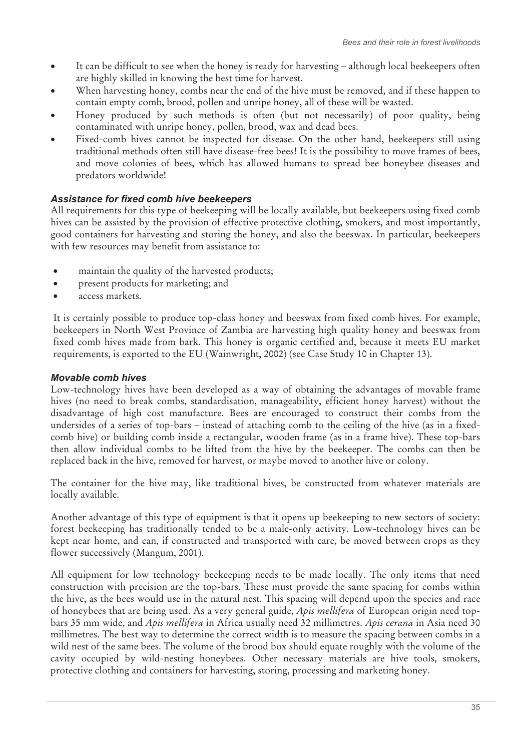- It can be difficult to see when the honey is ready for harvesting – although local beekeepers often are highly skilled in knowing the best time for harvest.
- When harvesting honey, combs near the end of the hive must be removed, and if these happen to contain empty comb, brood, pollen and unripe honey, all of these will be wasted.
- Honey produced by such methods is often (but not necessarily) of poor quality, being contaminated with unripe honey, pollen, brood, wax and dead bees.
- Fixed-comb hives cannot be inspected for disease. On the other hand, beekeepers still using traditional methods often still have disease-free bees! It is the possibility to move frames of bees, and move colonies of bees, which has allowed humans to spread bee honeybee diseases and predators worldwide!

### *Assistance for fixed comb hive beekeepers*

All requirements for this type of beekeeping will be locally available, but beekeepers using fixed comb hives can be assisted by the provision of effective protective clothing, smokers, and most importantly, good containers for harvesting and storing the honey, and also the beeswax. In particular, beekeepers with few resources may benefit from assistance to:

- maintain the quality of the harvested products;
- present products for marketing; and
- access markets.

It is certainly possible to produce top-class honey and beeswax from fixed comb hives. For example, beekeepers in North West Province of Zambia are harvesting high quality honey and beeswax from fixed comb hives made from bark. This honey is organic certified and, because it meets EU market requirements, is exported to the EU (Wainwright, 2002) (see Case Study 10 in Chapter 13).

### *Movable comb hives*

Low-technology hives have been developed as a way of obtaining the advantages of movable frame hives (no need to break combs, standardisation, manageability, efficient honey harvest) without the disadvantage of high cost manufacture. Bees are encouraged to construct their combs from the undersides of a series of top-bars – instead of attaching comb to the ceiling of the hive (as in a fixed-comb hive) or building comb inside a rectangular, wooden frame (as in a frame hive). These top-bars then allow individual combs to be lifted from the hive by the beekeeper. The combs can then be replaced back in the hive, removed for harvest, or maybe moved to another hive or colony.

The container for the hive may, like traditional hives, be constructed from whatever materials are locally available.

Another advantage of this type of equipment is that it opens up beekeeping to new sectors of society: forest beekeeping has traditionally tended to be a male-only activity. Low-technology hives can be kept near home, and can, if constructed and transported with care, be moved between crops as they flower successively (Mangum, 2001).

All equipment for low technology beekeeping needs to be made locally. The only items that need construction with precision are the top-bars. These must provide the same spacing for combs within the hive, as the bees would use in the natural nest. This spacing will depend upon the species and race of honeybees that are being used. As a very general guide, *Apis mellifera* of European origin need top-bars 35 mm wide, and *Apis mellifera* in Africa usually need 32 millimetres. *Apis cerana* in Asia need 30 millimetres. The best way to determine the correct width is to measure the spacing between combs in a wild nest of the same bees. The volume of the brood box should equate roughly with the volume of the cavity occupied by wild-nesting honeybees. Other necessary materials are hive tools, smokers, protective clothing and containers for harvesting, storing, processing and marketing honey.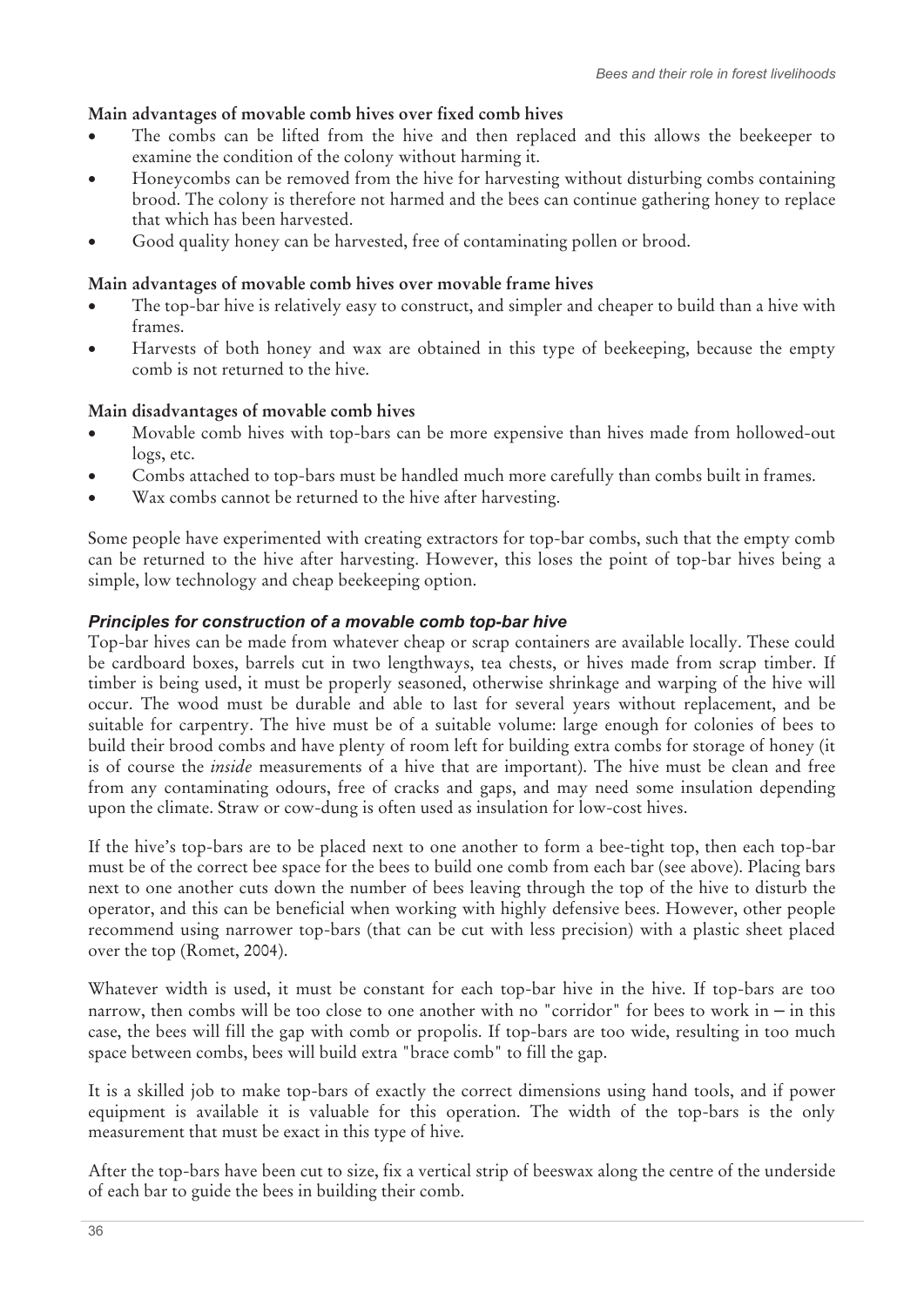**Main advantages of movable comb hives over fixed comb hives**

- The combs can be lifted from the hive and then replaced and this allows the beekeeper to examine the condition of the colony without harming it.
- Honeycombs can be removed from the hive for harvesting without disturbing combs containing brood. The colony is therefore not harmed and the bees can continue gathering honey to replace that which has been harvested.
- Good quality honey can be harvested, free of contaminating pollen or brood.

**Main advantages of movable comb hives over movable frame hives**

- The top-bar hive is relatively easy to construct, and simpler and cheaper to build than a hive with frames.
- Harvests of both honey and wax are obtained in this type of beekeeping, because the empty comb is not returned to the hive.

**Main disadvantages of movable comb hives**

- Movable comb hives with top-bars can be more expensive than hives made from hollowed-out logs, etc.
- Combs attached to top-bars must be handled much more carefully than combs built in frames.
- Wax combs cannot be returned to the hive after harvesting.

Some people have experimented with creating extractors for top-bar combs, such that the empty comb can be returned to the hive after harvesting. However, this loses the point of top-bar hives being a simple, low technology and cheap beekeeping option.

### *Principles for construction of a movable comb top-bar hive*

Top-bar hives can be made from whatever cheap or scrap containers are available locally. These could be cardboard boxes, barrels cut in two lengthways, tea chests, or hives made from scrap timber. If timber is being used, it must be properly seasoned, otherwise shrinkage and warping of the hive will occur. The wood must be durable and able to last for several years without replacement, and be suitable for carpentry. The hive must be of a suitable volume: large enough for colonies of bees to build their brood combs and have plenty of room left for building extra combs for storage of honey (it is of course the *inside* measurements of a hive that are important). The hive must be clean and free from any contaminating odours, free of cracks and gaps, and may need some insulation depending upon the climate. Straw or cow-dung is often used as insulation for low-cost hives.

If the hive's top-bars are to be placed next to one another to form a bee-tight top, then each top-bar must be of the correct bee space for the bees to build one comb from each bar (see above). Placing bars next to one another cuts down the number of bees leaving through the top of the hive to disturb the operator, and this can be beneficial when working with highly defensive bees. However, other people recommend using narrower top-bars (that can be cut with less precision) with a plastic sheet placed over the top (Romet, 2004).

Whatever width is used, it must be constant for each top-bar hive in the hive. If top-bars are too narrow, then combs will be too close to one another with no "corridor" for bees to work in – in this case, the bees will fill the gap with comb or propolis. If top-bars are too wide, resulting in too much space between combs, bees will build extra "brace comb" to fill the gap.

It is a skilled job to make top-bars of exactly the correct dimensions using hand tools, and if power equipment is available it is valuable for this operation. The width of the top-bars is the only measurement that must be exact in this type of hive.

After the top-bars have been cut to size, fix a vertical strip of beeswax along the centre of the underside of each bar to guide the bees in building their comb.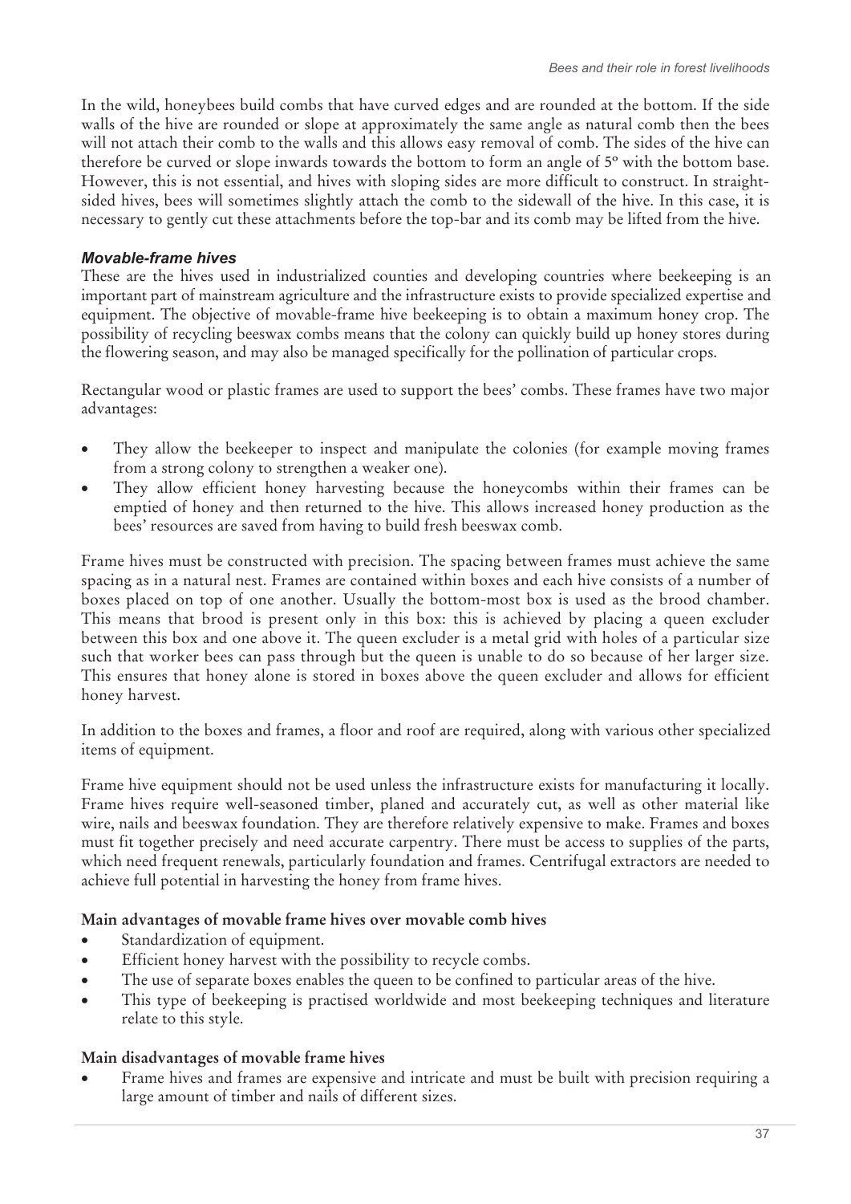In the wild, honeybees build combs that have curved edges and are rounded at the bottom. If the side walls of the hive are rounded or slope at approximately the same angle as natural comb then the bees will not attach their comb to the walls and this allows easy removal of comb. The sides of the hive can therefore be curved or slope inwards towards the bottom to form an angle of 5º with the bottom base. However, this is not essential, and hives with sloping sides are more difficult to construct. In straight-sided hives, bees will sometimes slightly attach the comb to the sidewall of the hive. In this case, it is necessary to gently cut these attachments before the top-bar and its comb may be lifted from the hive.

### *Movable-frame hives*

These are the hives used in industrialized counties and developing countries where beekeeping is an important part of mainstream agriculture and the infrastructure exists to provide specialized expertise and equipment. The objective of movable-frame hive beekeeping is to obtain a maximum honey crop. The possibility of recycling beeswax combs means that the colony can quickly build up honey stores during the flowering season, and may also be managed specifically for the pollination of particular crops.

Rectangular wood or plastic frames are used to support the bees' combs. These frames have two major advantages:

- They allow the beekeeper to inspect and manipulate the colonies (for example moving frames from a strong colony to strengthen a weaker one).
- They allow efficient honey harvesting because the honeycombs within their frames can be emptied of honey and then returned to the hive. This allows increased honey production as the bees' resources are saved from having to build fresh beeswax comb.

Frame hives must be constructed with precision. The spacing between frames must achieve the same spacing as in a natural nest. Frames are contained within boxes and each hive consists of a number of boxes placed on top of one another. Usually the bottom-most box is used as the brood chamber. This means that brood is present only in this box: this is achieved by placing a queen excluder between this box and one above it. The queen excluder is a metal grid with holes of a particular size such that worker bees can pass through but the queen is unable to do so because of her larger size. This ensures that honey alone is stored in boxes above the queen excluder and allows for efficient honey harvest.

In addition to the boxes and frames, a floor and roof are required, along with various other specialized items of equipment.

Frame hive equipment should not be used unless the infrastructure exists for manufacturing it locally. Frame hives require well-seasoned timber, planed and accurately cut, as well as other material like wire, nails and beeswax foundation. They are therefore relatively expensive to make. Frames and boxes must fit together precisely and need accurate carpentry. There must be access to supplies of the parts, which need frequent renewals, particularly foundation and frames. Centrifugal extractors are needed to achieve full potential in harvesting the honey from frame hives.

**Main advantages of movable frame hives over movable comb hives**

- Standardization of equipment.
- Efficient honey harvest with the possibility to recycle combs.
- The use of separate boxes enables the queen to be confined to particular areas of the hive.
- This type of beekeeping is practised worldwide and most beekeeping techniques and literature relate to this style.

**Main disadvantages of movable frame hives**

- Frame hives and frames are expensive and intricate and must be built with precision requiring a large amount of timber and nails of different sizes.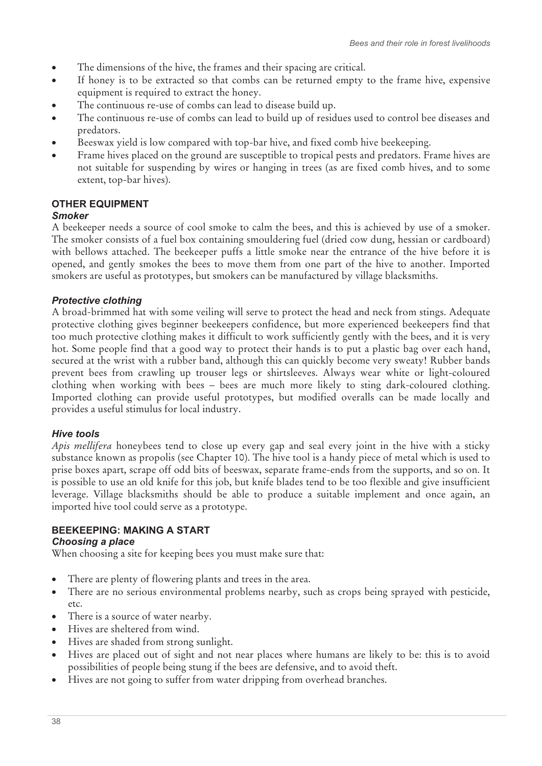- The dimensions of the hive, the frames and their spacing are critical.
- If honey is to be extracted so that combs can be returned empty to the frame hive, expensive equipment is required to extract the honey.
- The continuous re-use of combs can lead to disease build up.
- The continuous re-use of combs can lead to build up of residues used to control bee diseases and predators.
- Beeswax yield is low compared with top-bar hive, and fixed comb hive beekeeping.
- Frame hives placed on the ground are susceptible to tropical pests and predators. Frame hives are not suitable for suspending by wires or hanging in trees (as are fixed comb hives, and to some extent, top-bar hives).

## OTHER EQUIPMENT

### *Smoker*

A beekeeper needs a source of cool smoke to calm the bees, and this is achieved by use of a smoker. The smoker consists of a fuel box containing smouldering fuel (dried cow dung, hessian or cardboard) with bellows attached. The beekeeper puffs a little smoke near the entrance of the hive before it is opened, and gently smokes the bees to move them from one part of the hive to another. Imported smokers are useful as prototypes, but smokers can be manufactured by village blacksmiths.

### *Protective clothing*

A broad-brimmed hat with some veiling will serve to protect the head and neck from stings. Adequate protective clothing gives beginner beekeepers confidence, but more experienced beekeepers find that too much protective clothing makes it difficult to work sufficiently gently with the bees, and it is very hot. Some people find that a good way to protect their hands is to put a plastic bag over each hand, secured at the wrist with a rubber band, although this can quickly become very sweaty! Rubber bands prevent bees from crawling up trouser legs or shirtsleeves. Always wear white or light-coloured clothing when working with bees – bees are much more likely to sting dark-coloured clothing. Imported clothing can provide useful prototypes, but modified overalls can be made locally and provides a useful stimulus for local industry.

### *Hive tools*

*Apis mellifera* honeybees tend to close up every gap and seal every joint in the hive with a sticky substance known as propolis (see Chapter 10). The hive tool is a handy piece of metal which is used to prise boxes apart, scrape off odd bits of beeswax, separate frame-ends from the supports, and so on. It is possible to use an old knife for this job, but knife blades tend to be too flexible and give insufficient leverage. Village blacksmiths should be able to produce a suitable implement and once again, an imported hive tool could serve as a prototype.

## BEEKEEPING: MAKING A START

### *Choosing a place*

When choosing a site for keeping bees you must make sure that:

- There are plenty of flowering plants and trees in the area.
- There are no serious environmental problems nearby, such as crops being sprayed with pesticide, etc.
- There is a source of water nearby.
- Hives are sheltered from wind.
- Hives are shaded from strong sunlight.
- Hives are placed out of sight and not near places where humans are likely to be: this is to avoid possibilities of people being stung if the bees are defensive, and to avoid theft.
- Hives are not going to suffer from water dripping from overhead branches.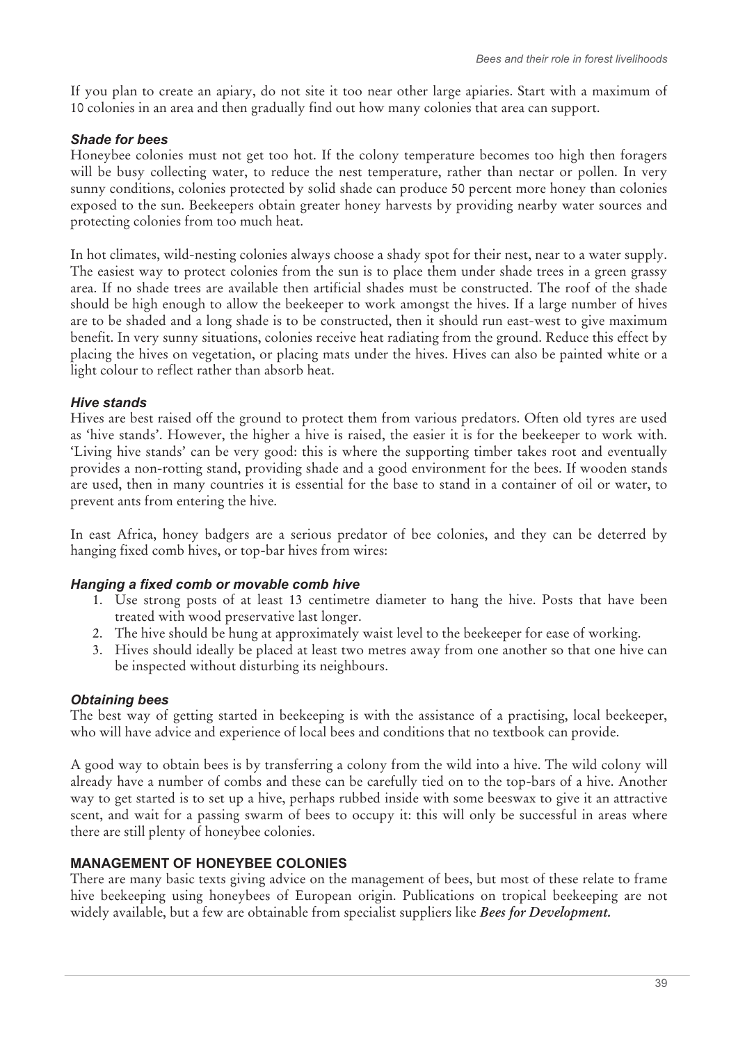If you plan to create an apiary, do not site it too near other large apiaries. Start with a maximum of 10 colonies in an area and then gradually find out how many colonies that area can support.

### *Shade for bees*

Honeybee colonies must not get too hot. If the colony temperature becomes too high then foragers will be busy collecting water, to reduce the nest temperature, rather than nectar or pollen. In very sunny conditions, colonies protected by solid shade can produce 50 percent more honey than colonies exposed to the sun. Beekeepers obtain greater honey harvests by providing nearby water sources and protecting colonies from too much heat.

In hot climates, wild-nesting colonies always choose a shady spot for their nest, near to a water supply. The easiest way to protect colonies from the sun is to place them under shade trees in a green grassy area. If no shade trees are available then artificial shades must be constructed. The roof of the shade should be high enough to allow the beekeeper to work amongst the hives. If a large number of hives are to be shaded and a long shade is to be constructed, then it should run east-west to give maximum benefit. In very sunny situations, colonies receive heat radiating from the ground. Reduce this effect by placing the hives on vegetation, or placing mats under the hives. Hives can also be painted white or a light colour to reflect rather than absorb heat.

### *Hive stands*

Hives are best raised off the ground to protect them from various predators. Often old tyres are used as 'hive stands'. However, the higher a hive is raised, the easier it is for the beekeeper to work with. 'Living hive stands' can be very good: this is where the supporting timber takes root and eventually provides a non-rotting stand, providing shade and a good environment for the bees. If wooden stands are used, then in many countries it is essential for the base to stand in a container of oil or water, to prevent ants from entering the hive.

In east Africa, honey badgers are a serious predator of bee colonies, and they can be deterred by hanging fixed comb hives, or top-bar hives from wires:

### *Hanging a fixed comb or movable comb hive*

1. Use strong posts of at least 13 centimetre diameter to hang the hive. Posts that have been treated with wood preservative last longer.
2. The hive should be hung at approximately waist level to the beekeeper for ease of working.
3. Hives should ideally be placed at least two metres away from one another so that one hive can be inspected without disturbing its neighbours.

### *Obtaining bees*

The best way of getting started in beekeeping is with the assistance of a practising, local beekeeper, who will have advice and experience of local bees and conditions that no textbook can provide.

A good way to obtain bees is by transferring a colony from the wild into a hive. The wild colony will already have a number of combs and these can be carefully tied on to the top-bars of a hive. Another way to get started is to set up a hive, perhaps rubbed inside with some beeswax to give it an attractive scent, and wait for a passing swarm of bees to occupy it: this will only be successful in areas where there are still plenty of honeybee colonies.

## MANAGEMENT OF HONEYBEE COLONIES

There are many basic texts giving advice on the management of bees, but most of these relate to frame hive beekeeping using honeybees of European origin. Publications on tropical beekeeping are not widely available, but a few are obtainable from specialist suppliers like ***Bees for Development.***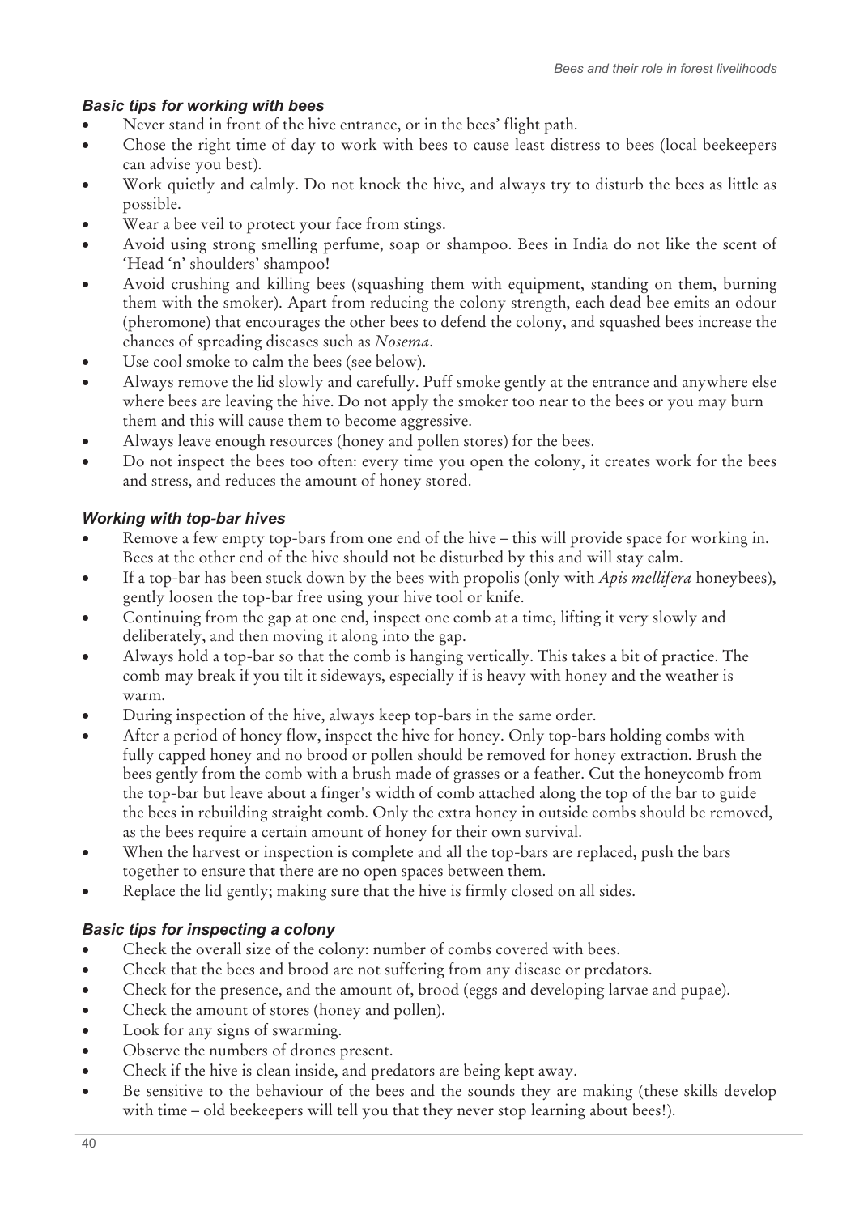### *Basic tips for working with bees*

- Never stand in front of the hive entrance, or in the bees' flight path.
- Chose the right time of day to work with bees to cause least distress to bees (local beekeepers can advise you best).
- Work quietly and calmly. Do not knock the hive, and always try to disturb the bees as little as possible.
- Wear a bee veil to protect your face from stings.
- Avoid using strong smelling perfume, soap or shampoo. Bees in India do not like the scent of 'Head 'n' shoulders' shampoo!
- Avoid crushing and killing bees (squashing them with equipment, standing on them, burning them with the smoker). Apart from reducing the colony strength, each dead bee emits an odour (pheromone) that encourages the other bees to defend the colony, and squashed bees increase the chances of spreading diseases such as *Nosema*.
- Use cool smoke to calm the bees (see below).
- Always remove the lid slowly and carefully. Puff smoke gently at the entrance and anywhere else where bees are leaving the hive. Do not apply the smoker too near to the bees or you may burn them and this will cause them to become aggressive.
- Always leave enough resources (honey and pollen stores) for the bees.
- Do not inspect the bees too often: every time you open the colony, it creates work for the bees and stress, and reduces the amount of honey stored.

### *Working with top-bar hives*

- Remove a few empty top-bars from one end of the hive – this will provide space for working in. Bees at the other end of the hive should not be disturbed by this and will stay calm.
- If a top-bar has been stuck down by the bees with propolis (only with *Apis mellifera* honeybees), gently loosen the top-bar free using your hive tool or knife.
- Continuing from the gap at one end, inspect one comb at a time, lifting it very slowly and deliberately, and then moving it along into the gap.
- Always hold a top-bar so that the comb is hanging vertically. This takes a bit of practice. The comb may break if you tilt it sideways, especially if is heavy with honey and the weather is warm.
- During inspection of the hive, always keep top-bars in the same order.
- After a period of honey flow, inspect the hive for honey. Only top-bars holding combs with fully capped honey and no brood or pollen should be removed for honey extraction. Brush the bees gently from the comb with a brush made of grasses or a feather. Cut the honeycomb from the top-bar but leave about a finger's width of comb attached along the top of the bar to guide the bees in rebuilding straight comb. Only the extra honey in outside combs should be removed, as the bees require a certain amount of honey for their own survival.
- When the harvest or inspection is complete and all the top-bars are replaced, push the bars together to ensure that there are no open spaces between them.
- Replace the lid gently; making sure that the hive is firmly closed on all sides.

### *Basic tips for inspecting a colony*

- Check the overall size of the colony: number of combs covered with bees.
- Check that the bees and brood are not suffering from any disease or predators.
- Check for the presence, and the amount of, brood (eggs and developing larvae and pupae).
- Check the amount of stores (honey and pollen).
- Look for any signs of swarming.
- Observe the numbers of drones present.
- Check if the hive is clean inside, and predators are being kept away.
- Be sensitive to the behaviour of the bees and the sounds they are making (these skills develop with time – old beekeepers will tell you that they never stop learning about bees!).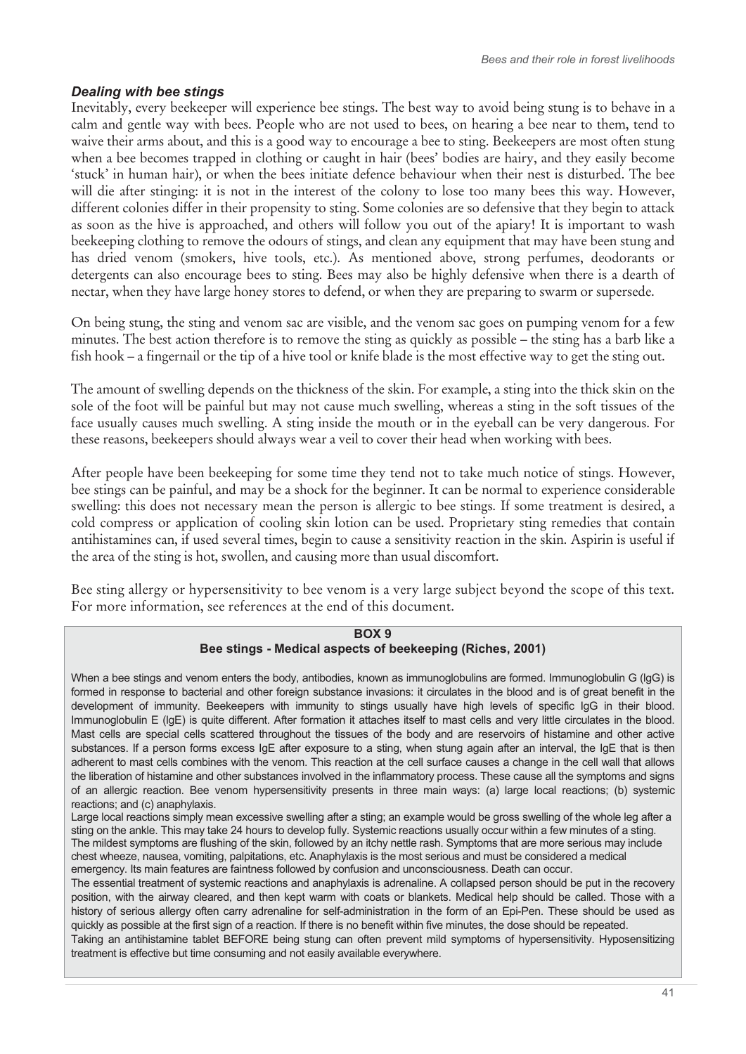### *Dealing with bee stings*

Inevitably, every beekeeper will experience bee stings. The best way to avoid being stung is to behave in a calm and gentle way with bees. People who are not used to bees, on hearing a bee near to them, tend to waive their arms about, and this is a good way to encourage a bee to sting. Beekeepers are most often stung when a bee becomes trapped in clothing or caught in hair (bees' bodies are hairy, and they easily become 'stuck' in human hair), or when the bees initiate defence behaviour when their nest is disturbed. The bee will die after stinging: it is not in the interest of the colony to lose too many bees this way. However, different colonies differ in their propensity to sting. Some colonies are so defensive that they begin to attack as soon as the hive is approached, and others will follow you out of the apiary! It is important to wash beekeeping clothing to remove the odours of stings, and clean any equipment that may have been stung and has dried venom (smokers, hive tools, etc.). As mentioned above, strong perfumes, deodorants or detergents can also encourage bees to sting. Bees may also be highly defensive when there is a dearth of nectar, when they have large honey stores to defend, or when they are preparing to swarm or supersede.

On being stung, the sting and venom sac are visible, and the venom sac goes on pumping venom for a few minutes. The best action therefore is to remove the sting as quickly as possible – the sting has a barb like a fish hook – a fingernail or the tip of a hive tool or knife blade is the most effective way to get the sting out.

The amount of swelling depends on the thickness of the skin. For example, a sting into the thick skin on the sole of the foot will be painful but may not cause much swelling, whereas a sting in the soft tissues of the face usually causes much swelling. A sting inside the mouth or in the eyeball can be very dangerous. For these reasons, beekeepers should always wear a veil to cover their head when working with bees.

After people have been beekeeping for some time they tend not to take much notice of stings. However, bee stings can be painful, and may be a shock for the beginner. It can be normal to experience considerable swelling: this does not necessary mean the person is allergic to bee stings. If some treatment is desired, a cold compress or application of cooling skin lotion can be used. Proprietary sting remedies that contain antihistamines can, if used several times, begin to cause a sensitivity reaction in the skin. Aspirin is useful if the area of the sting is hot, swollen, and causing more than usual discomfort.

Bee sting allergy or hypersensitivity to bee venom is a very large subject beyond the scope of this text. For more information, see references at the end of this document.

**BOX 9**

**Bee stings - Medical aspects of beekeeping (Riches, 2001)**

When a bee stings and venom enters the body, antibodies, known as immunoglobulins are formed. Immunoglobulin G (IgG) is formed in response to bacterial and other foreign substance invasions: it circulates in the blood and is of great benefit in the development of immunity. Beekeepers with immunity to stings usually have high levels of specific IgG in their blood. Immunoglobulin E (IgE) is quite different. After formation it attaches itself to mast cells and very little circulates in the blood. Mast cells are special cells scattered throughout the tissues of the body and are reservoirs of histamine and other active substances. If a person forms excess IgE after exposure to a sting, when stung again after an interval, the IgE that is then adherent to mast cells combines with the venom. This reaction at the cell surface causes a change in the cell wall that allows the liberation of histamine and other substances involved in the inflammatory process. These cause all the symptoms and signs of an allergic reaction. Bee venom hypersensitivity presents in three main ways: (a) large local reactions; (b) systemic reactions; and (c) anaphylaxis.

Large local reactions simply mean excessive swelling after a sting; an example would be gross swelling of the whole leg after a sting on the ankle. This may take 24 hours to develop fully. Systemic reactions usually occur within a few minutes of a sting. The mildest symptoms are flushing of the skin, followed by an itchy nettle rash. Symptoms that are more serious may include chest wheeze, nausea, vomiting, palpitations, etc. Anaphylaxis is the most serious and must be considered a medical emergency. Its main features are faintness followed by confusion and unconsciousness. Death can occur.

The essential treatment of systemic reactions and anaphylaxis is adrenaline. A collapsed person should be put in the recovery position, with the airway cleared, and then kept warm with coats or blankets. Medical help should be called. Those with a history of serious allergy often carry adrenaline for self-administration in the form of an Epi-Pen. These should be used as quickly as possible at the first sign of a reaction. If there is no benefit within five minutes, the dose should be repeated.

Taking an antihistamine tablet BEFORE being stung can often prevent mild symptoms of hypersensitivity. Hyposensitizing treatment is effective but time consuming and not easily available everywhere.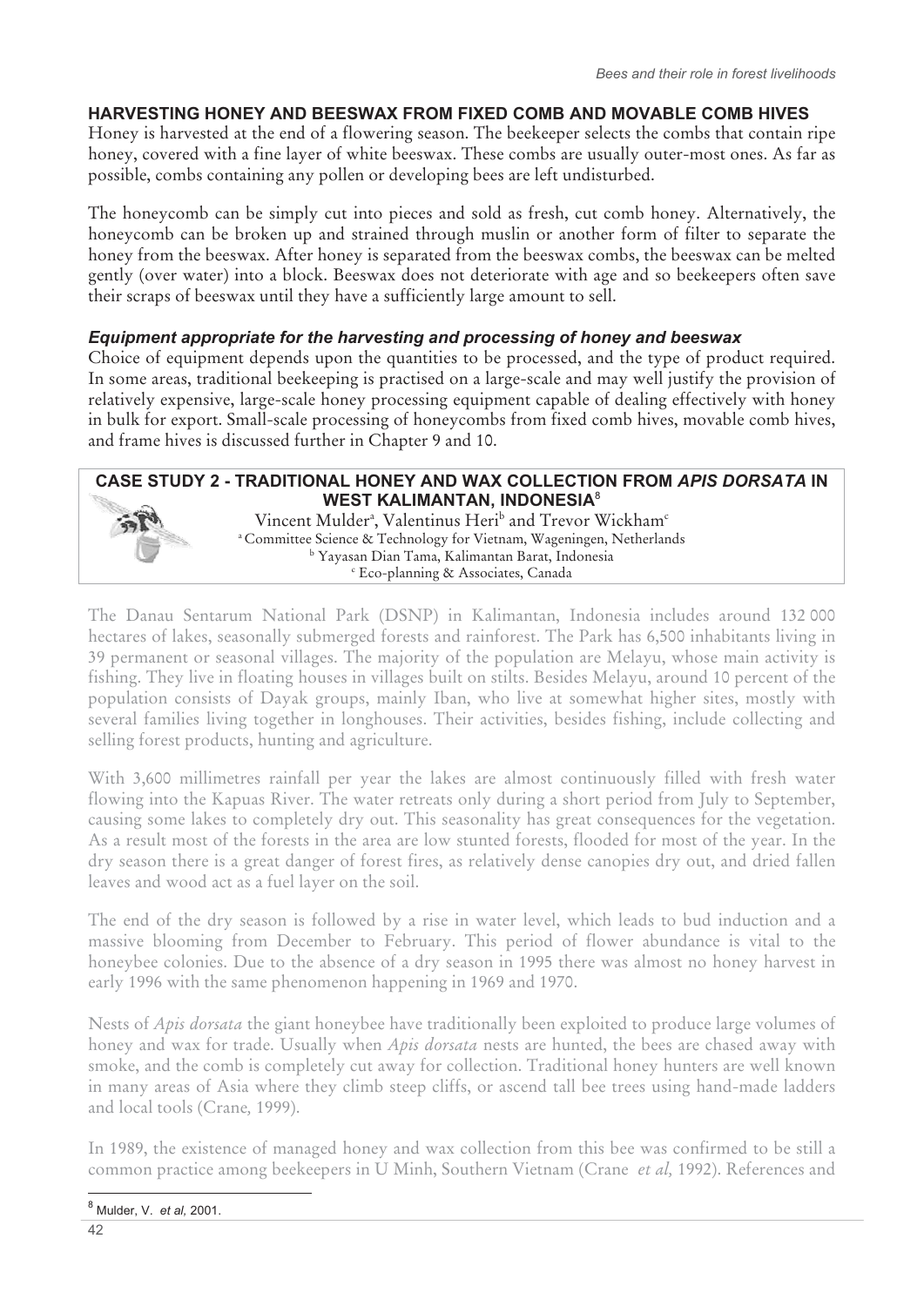## HARVESTING HONEY AND BEESWAX FROM FIXED COMB AND MOVABLE COMB HIVES

Honey is harvested at the end of a flowering season. The beekeeper selects the combs that contain ripe honey, covered with a fine layer of white beeswax. These combs are usually outer-most ones. As far as possible, combs containing any pollen or developing bees are left undisturbed.

The honeycomb can be simply cut into pieces and sold as fresh, cut comb honey. Alternatively, the honeycomb can be broken up and strained through muslin or another form of filter to separate the honey from the beeswax. After honey is separated from the beeswax combs, the beeswax can be melted gently (over water) into a block. Beeswax does not deteriorate with age and so beekeepers often save their scraps of beeswax until they have a sufficiently large amount to sell.

### *Equipment appropriate for the harvesting and processing of honey and beeswax*

Choice of equipment depends upon the quantities to be processed, and the type of product required. In some areas, traditional beekeeping is practised on a large-scale and may well justify the provision of relatively expensive, large-scale honey processing equipment capable of dealing effectively with honey in bulk for export. Small-scale processing of honeycombs from fixed comb hives, movable comb hives, and frame hives is discussed further in Chapter 9 and 10.

## CASE STUDY 2 - TRADITIONAL HONEY AND WAX COLLECTION FROM *APIS DORSATA* IN WEST KALIMANTAN, INDONESIA[8]

Vincent Mulder[a], Valentinus Heri[b] and Trevor Wickham[c]

[a] Committee Science & Technology for Vietnam, Wageningen, Netherlands
[b] Yayasan Dian Tama, Kalimantan Barat, Indonesia
[c] Eco-planning & Associates, Canada

The Danau Sentarum National Park (DSNP) in Kalimantan, Indonesia includes around 132 000 hectares of lakes, seasonally submerged forests and rainforest. The Park has 6,500 inhabitants living in 39 permanent or seasonal villages. The majority of the population are Melayu, whose main activity is fishing. They live in floating houses in villages built on stilts. Besides Melayu, around 10 percent of the population consists of Dayak groups, mainly Iban, who live at somewhat higher sites, mostly with several families living together in longhouses. Their activities, besides fishing, include collecting and selling forest products, hunting and agriculture.

With 3,600 millimetres rainfall per year the lakes are almost continuously filled with fresh water flowing into the Kapuas River. The water retreats only during a short period from July to September, causing some lakes to completely dry out. This seasonality has great consequences for the vegetation. As a result most of the forests in the area are low stunted forests, flooded for most of the year. In the dry season there is a great danger of forest fires, as relatively dense canopies dry out, and dried fallen leaves and wood act as a fuel layer on the soil.

The end of the dry season is followed by a rise in water level, which leads to bud induction and a massive blooming from December to February. This period of flower abundance is vital to the honeybee colonies. Due to the absence of a dry season in 1995 there was almost no honey harvest in early 1996 with the same phenomenon happening in 1969 and 1970.

Nests of *Apis dorsata* the giant honeybee have traditionally been exploited to produce large volumes of honey and wax for trade. Usually when *Apis dorsata* nests are hunted, the bees are chased away with smoke, and the comb is completely cut away for collection. Traditional honey hunters are well known in many areas of Asia where they climb steep cliffs, or ascend tall bee trees using hand-made ladders and local tools (Crane, 1999).

In 1989, the existence of managed honey and wax collection from this bee was confirmed to be still a common practice among beekeepers in U Minh, Southern Vietnam (Crane *et al,* 1992). References and

[8] Mulder, V. *et al,* 2001.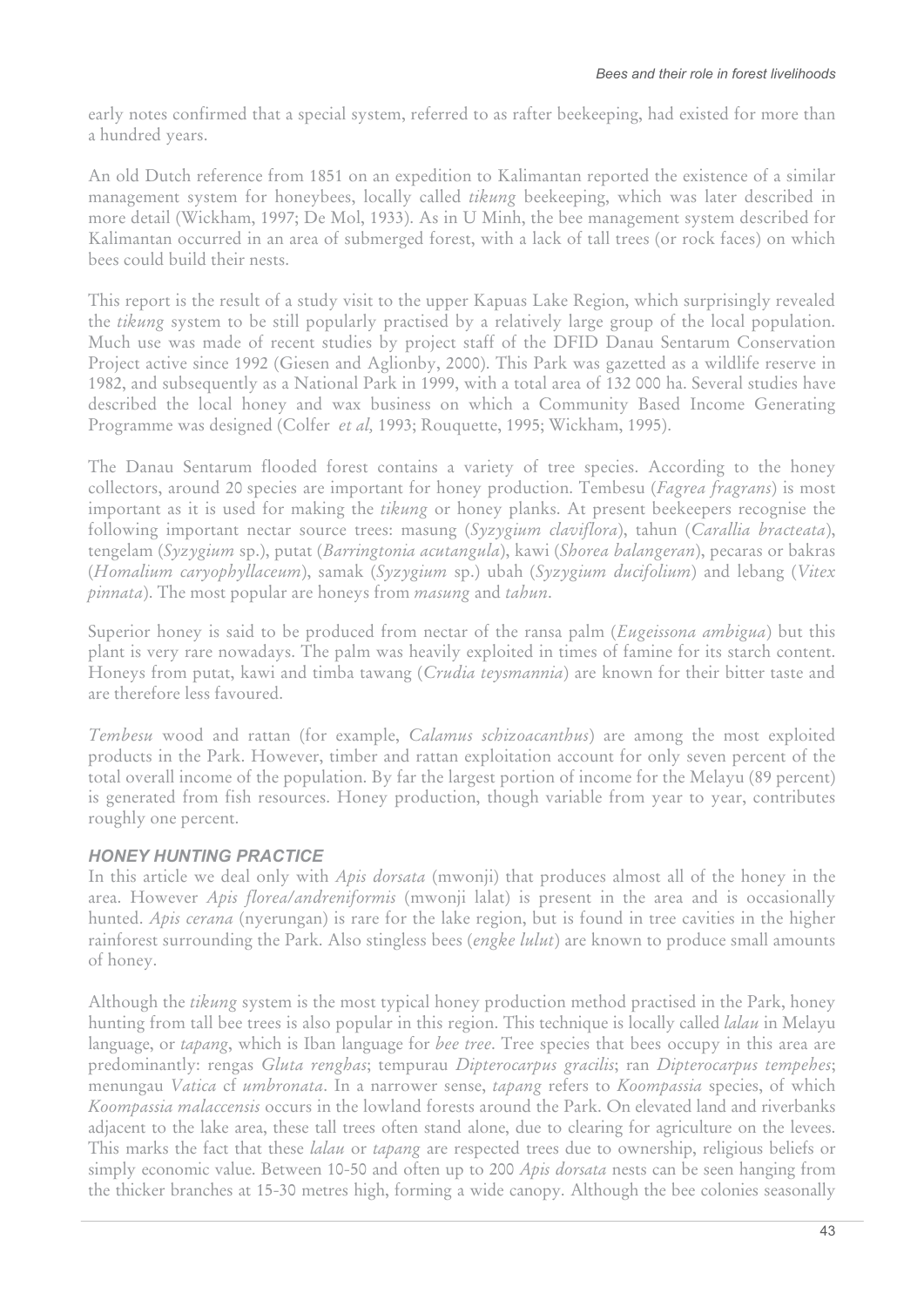early notes confirmed that a special system, referred to as rafter beekeeping, had existed for more than a hundred years.

An old Dutch reference from 1851 on an expedition to Kalimantan reported the existence of a similar management system for honeybees, locally called *tikung* beekeeping, which was later described in more detail (Wickham, 1997; De Mol, 1933). As in U Minh, the bee management system described for Kalimantan occurred in an area of submerged forest, with a lack of tall trees (or rock faces) on which bees could build their nests.

This report is the result of a study visit to the upper Kapuas Lake Region, which surprisingly revealed the *tikung* system to be still popularly practised by a relatively large group of the local population. Much use was made of recent studies by project staff of the DFID Danau Sentarum Conservation Project active since 1992 (Giesen and Aglionby, 2000). This Park was gazetted as a wildlife reserve in 1982, and subsequently as a National Park in 1999, with a total area of 132 000 ha. Several studies have described the local honey and wax business on which a Community Based Income Generating Programme was designed (Colfer *et al*, 1993; Rouquette, 1995; Wickham, 1995).

The Danau Sentarum flooded forest contains a variety of tree species. According to the honey collectors, around 20 species are important for honey production. Tembesu (*Fagrea fragrans*) is most important as it is used for making the *tikung* or honey planks. At present beekeepers recognise the following important nectar source trees: masung (*Syzygium claviflora*), tahun (*Carallia bracteata*), tengelam (*Syzygium* sp.), putat (*Barringtonia acutangula*), kawi (*Shorea balangeran*), pecaras or bakras (*Homalium caryophyllaceum*), samak (*Syzygium* sp.) ubah (*Syzygium ducifolium*) and lebang (*Vitex pinnata*). The most popular are honeys from *masung* and *tahun*.

Superior honey is said to be produced from nectar of the ransa palm (*Eugeissona ambigua*) but this plant is very rare nowadays. The palm was heavily exploited in times of famine for its starch content. Honeys from putat, kawi and timba tawang (*Crudia teysmannia*) are known for their bitter taste and are therefore less favoured.

*Tembesu* wood and rattan (for example, *Calamus schizoacanthus*) are among the most exploited products in the Park. However, timber and rattan exploitation account for only seven percent of the total overall income of the population. By far the largest portion of income for the Melayu (89 percent) is generated from fish resources. Honey production, though variable from year to year, contributes roughly one percent.

### HONEY HUNTING PRACTICE

In this article we deal only with *Apis dorsata* (mwonji) that produces almost all of the honey in the area. However *Apis florea/andreniformis* (mwonji lalat) is present in the area and is occasionally hunted. *Apis cerana* (nyerungan) is rare for the lake region, but is found in tree cavities in the higher rainforest surrounding the Park. Also stingless bees (*engke lulut*) are known to produce small amounts of honey.

Although the *tikung* system is the most typical honey production method practised in the Park, honey hunting from tall bee trees is also popular in this region. This technique is locally called *lalau* in Melayu language, or *tapang*, which is Iban language for *bee tree*. Tree species that bees occupy in this area are predominantly: rengas *Gluta renghas*; tempurau *Dipterocarpus gracilis*; ran *Dipterocarpus tempehes*; menungau *Vatica* cf *umbronata*. In a narrower sense, *tapang* refers to *Koompassia* species, of which *Koompassia malaccensis* occurs in the lowland forests around the Park. On elevated land and riverbanks adjacent to the lake area, these tall trees often stand alone, due to clearing for agriculture on the levees. This marks the fact that these *lalau* or *tapang* are respected trees due to ownership, religious beliefs or simply economic value. Between 10-50 and often up to 200 *Apis dorsata* nests can be seen hanging from the thicker branches at 15-30 metres high, forming a wide canopy. Although the bee colonies seasonally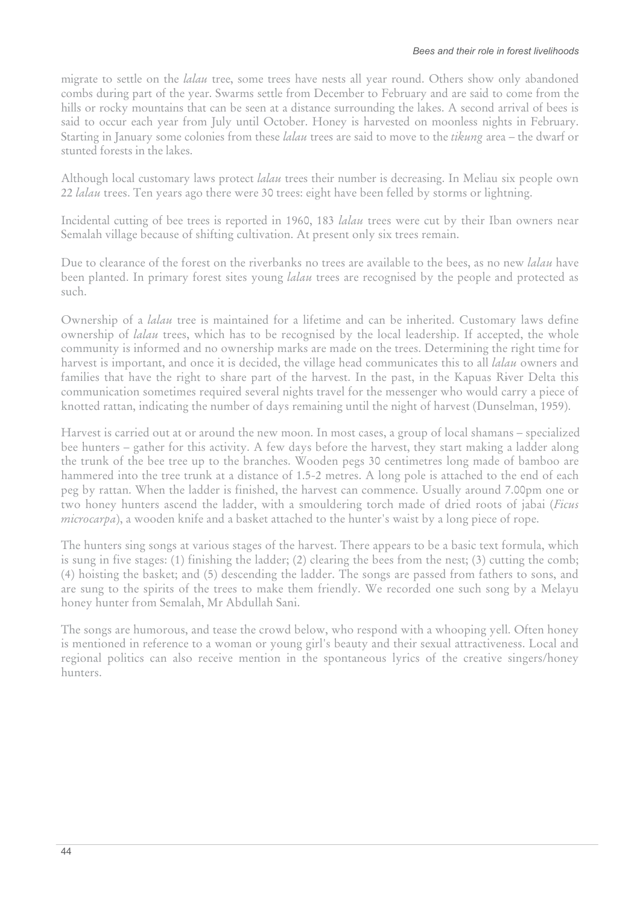migrate to settle on the *lalau* tree, some trees have nests all year round. Others show only abandoned combs during part of the year. Swarms settle from December to February and are said to come from the hills or rocky mountains that can be seen at a distance surrounding the lakes. A second arrival of bees is said to occur each year from July until October. Honey is harvested on moonless nights in February. Starting in January some colonies from these *lalau* trees are said to move to the *tikung* area – the dwarf or stunted forests in the lakes.

Although local customary laws protect *lalau* trees their number is decreasing. In Meliau six people own 22 *lalau* trees. Ten years ago there were 30 trees: eight have been felled by storms or lightning.

Incidental cutting of bee trees is reported in 1960, 183 *lalau* trees were cut by their Iban owners near Semalah village because of shifting cultivation. At present only six trees remain.

Due to clearance of the forest on the riverbanks no trees are available to the bees, as no new *lalau* have been planted. In primary forest sites young *lalau* trees are recognised by the people and protected as such.

Ownership of a *lalau* tree is maintained for a lifetime and can be inherited. Customary laws define ownership of *lalau* trees, which has to be recognised by the local leadership. If accepted, the whole community is informed and no ownership marks are made on the trees. Determining the right time for harvest is important, and once it is decided, the village head communicates this to all *lalau* owners and families that have the right to share part of the harvest. In the past, in the Kapuas River Delta this communication sometimes required several nights travel for the messenger who would carry a piece of knotted rattan, indicating the number of days remaining until the night of harvest (Dunselman, 1959).

Harvest is carried out at or around the new moon. In most cases, a group of local shamans – specialized bee hunters – gather for this activity. A few days before the harvest, they start making a ladder along the trunk of the bee tree up to the branches. Wooden pegs 30 centimetres long made of bamboo are hammered into the tree trunk at a distance of 1.5-2 metres. A long pole is attached to the end of each peg by rattan. When the ladder is finished, the harvest can commence. Usually around 7.00pm one or two honey hunters ascend the ladder, with a smouldering torch made of dried roots of jabai (*Ficus microcarpa*), a wooden knife and a basket attached to the hunter's waist by a long piece of rope.

The hunters sing songs at various stages of the harvest. There appears to be a basic text formula, which is sung in five stages: (1) finishing the ladder; (2) clearing the bees from the nest; (3) cutting the comb; (4) hoisting the basket; and (5) descending the ladder. The songs are passed from fathers to sons, and are sung to the spirits of the trees to make them friendly. We recorded one such song by a Melayu honey hunter from Semalah, Mr Abdullah Sani.

The songs are humorous, and tease the crowd below, who respond with a whooping yell. Often honey is mentioned in reference to a woman or young girl's beauty and their sexual attractiveness. Local and regional politics can also receive mention in the spontaneous lyrics of the creative singers/honey hunters.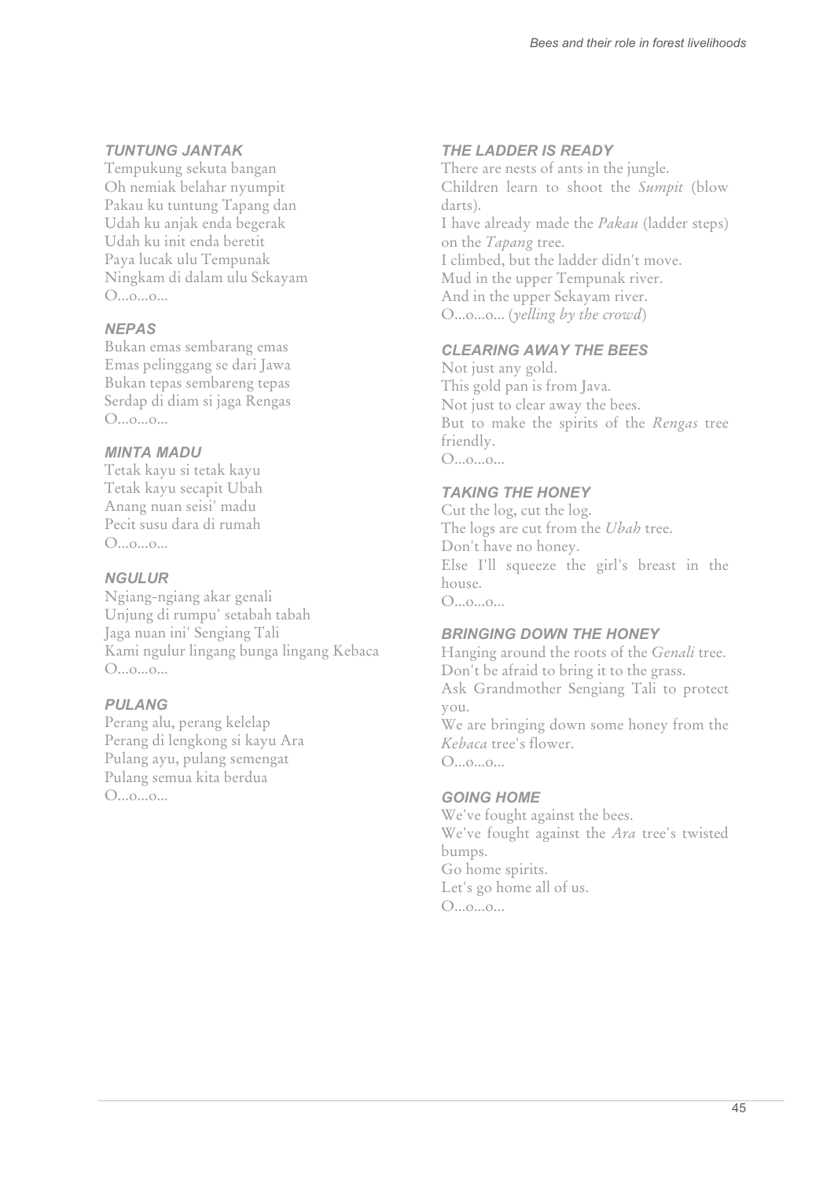### *TUNTUNG JANTAK*

Tempukung sekuta bangan
Oh nemiak belahar nyumpit
Pakau ku tuntung Tapang dan
Udah ku anjak enda begerak
Udah ku init enda beretit
Paya lucak ulu Tempunak
Ningkam di dalam ulu Sekayam
O...o...o...

### *NEPAS*

Bukan emas sembarang emas
Emas pelinggang se dari Jawa
Bukan tepas sembareng tepas
Serdap di diam si jaga Rengas
O...o...o...

### *MINTA MADU*

Tetak kayu si tetak kayu
Tetak kayu secapit Ubah
Anang nuan seisi' madu
Pecit susu dara di rumah
O...o...o...

### *NGULUR*

Ngiang-ngiang akar genali
Unjung di rumpu' setabah tabah
Jaga nuan ini' Sengiang Tali
Kami ngulur lingang bunga lingang Kebaca
O...o...o...

### *PULANG*

Perang alu, perang kelelap
Perang di lengkong si kayu Ara
Pulang ayu, pulang semengat
Pulang semua kita berdua
O...o...o...

### *THE LADDER IS READY*

There are nests of ants in the jungle.
Children learn to shoot the *Sumpit* (blow darts).
I have already made the *Pakau* (ladder steps) on the *Tapang* tree.
I climbed, but the ladder didn't move.
Mud in the upper Tempunak river.
And in the upper Sekayam river.
O...o...o... (*yelling by the crowd*)

### *CLEARING AWAY THE BEES*

Not just any gold.
This gold pan is from Java.
Not just to clear away the bees.
But to make the spirits of the *Rengas* tree friendly.
O...o...o...

### *TAKING THE HONEY*

Cut the log, cut the log.
The logs are cut from the *Ubah* tree.
Don't have no honey.
Else I'll squeeze the girl's breast in the house.
O...o...o...

### *BRINGING DOWN THE HONEY*

Hanging around the roots of the *Genali* tree.
Don't be afraid to bring it to the grass.
Ask Grandmother Sengiang Tali to protect you.
We are bringing down some honey from the *Kebaca* tree's flower.
O...o...o...

### *GOING HOME*

We've fought against the bees.
We've fought against the *Ara* tree's twisted bumps.
Go home spirits.
Let's go home all of us.
O...o...o...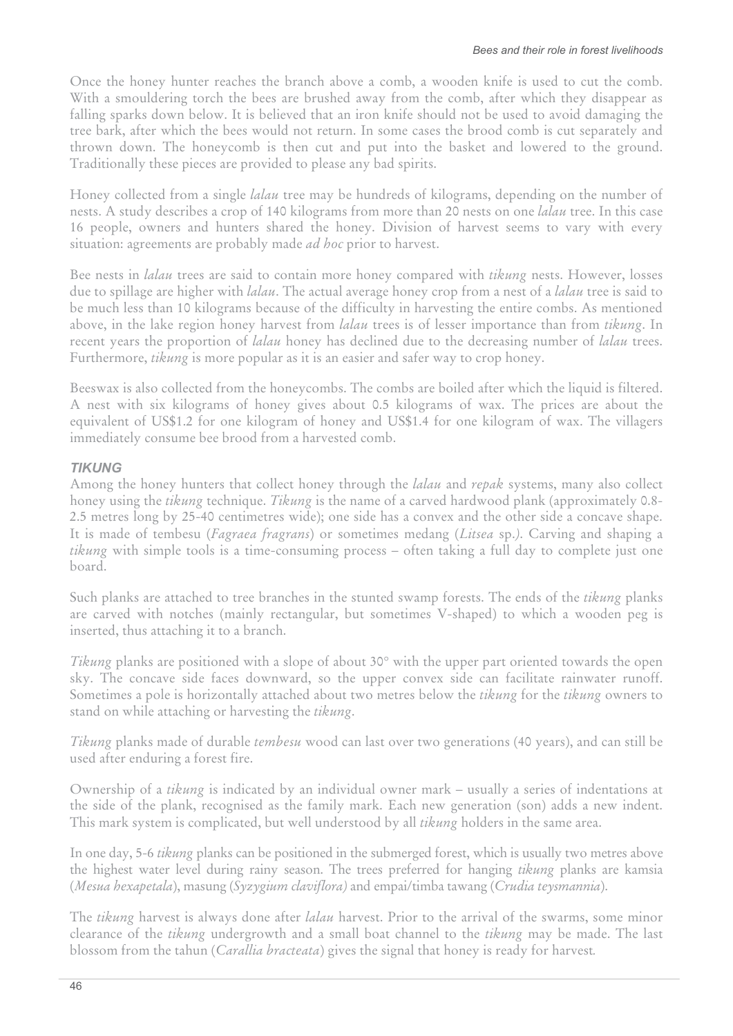Once the honey hunter reaches the branch above a comb, a wooden knife is used to cut the comb. With a smouldering torch the bees are brushed away from the comb, after which they disappear as falling sparks down below. It is believed that an iron knife should not be used to avoid damaging the tree bark, after which the bees would not return. In some cases the brood comb is cut separately and thrown down. The honeycomb is then cut and put into the basket and lowered to the ground. Traditionally these pieces are provided to please any bad spirits.

Honey collected from a single *lalau* tree may be hundreds of kilograms, depending on the number of nests. A study describes a crop of 140 kilograms from more than 20 nests on one *lalau* tree. In this case 16 people, owners and hunters shared the honey. Division of harvest seems to vary with every situation: agreements are probably made *ad hoc* prior to harvest.

Bee nests in *lalau* trees are said to contain more honey compared with *tikung* nests. However, losses due to spillage are higher with *lalau*. The actual average honey crop from a nest of a *lalau* tree is said to be much less than 10 kilograms because of the difficulty in harvesting the entire combs. As mentioned above, in the lake region honey harvest from *lalau* trees is of lesser importance than from *tikung*. In recent years the proportion of *lalau* honey has declined due to the decreasing number of *lalau* trees. Furthermore, *tikung* is more popular as it is an easier and safer way to crop honey.

Beeswax is also collected from the honeycombs. The combs are boiled after which the liquid is filtered. A nest with six kilograms of honey gives about 0.5 kilograms of wax. The prices are about the equivalent of US$1.2 for one kilogram of honey and US$1.4 for one kilogram of wax. The villagers immediately consume bee brood from a harvested comb.

### *TIKUNG*

Among the honey hunters that collect honey through the *lalau* and *repak* systems, many also collect honey using the *tikung* technique. *Tikung* is the name of a carved hardwood plank (approximately 0.8-2.5 metres long by 25-40 centimetres wide); one side has a convex and the other side a concave shape. It is made of tembesu (*Fagraea fragrans*) or sometimes medang (*Litsea* sp.). Carving and shaping a *tikung* with simple tools is a time-consuming process – often taking a full day to complete just one board.

Such planks are attached to tree branches in the stunted swamp forests. The ends of the *tikung* planks are carved with notches (mainly rectangular, but sometimes V-shaped) to which a wooden peg is inserted, thus attaching it to a branch.

*Tikung* planks are positioned with a slope of about 30° with the upper part oriented towards the open sky. The concave side faces downward, so the upper convex side can facilitate rainwater runoff. Sometimes a pole is horizontally attached about two metres below the *tikung* for the *tikung* owners to stand on while attaching or harvesting the *tikung*.

*Tikung* planks made of durable *tembesu* wood can last over two generations (40 years), and can still be used after enduring a forest fire.

Ownership of a *tikung* is indicated by an individual owner mark – usually a series of indentations at the side of the plank, recognised as the family mark. Each new generation (son) adds a new indent. This mark system is complicated, but well understood by all *tikung* holders in the same area.

In one day, 5-6 *tikung* planks can be positioned in the submerged forest, which is usually two metres above the highest water level during rainy season. The trees preferred for hanging *tikung* planks are kamsia (*Mesua hexapetala*), masung (*Syzygium claviflora)* and empai/timba tawang (*Crudia teysmannia*).

The *tikung* harvest is always done after *lalau* harvest. Prior to the arrival of the swarms, some minor clearance of the *tikung* undergrowth and a small boat channel to the *tikung* may be made. The last blossom from the tahun (*Carallia bracteata*) gives the signal that honey is ready for harvest.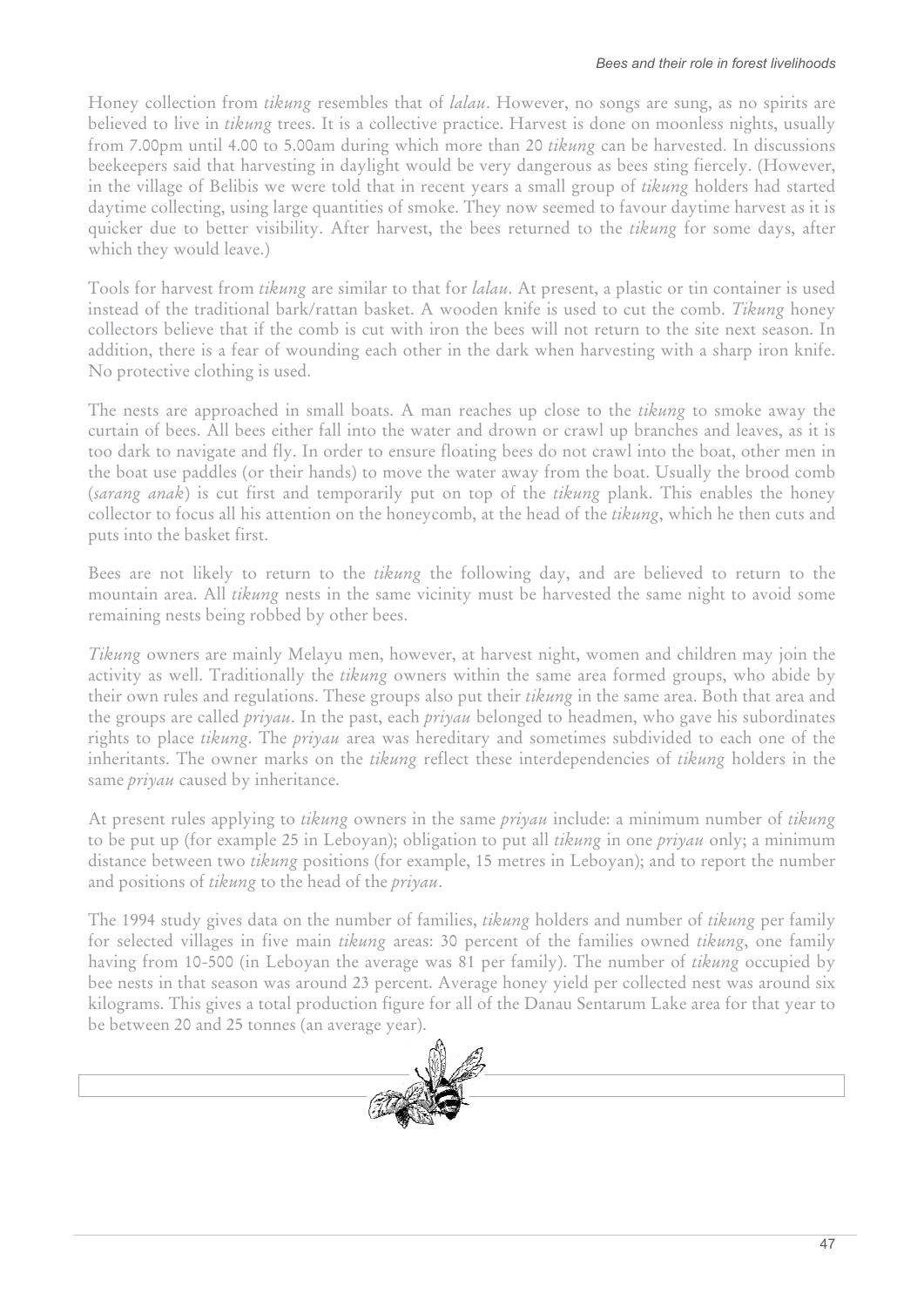Honey collection from *tikung* resembles that of *lalau*. However, no songs are sung, as no spirits are believed to live in *tikung* trees. It is a collective practice. Harvest is done on moonless nights, usually from 7.00pm until 4.00 to 5.00am during which more than 20 *tikung* can be harvested. In discussions beekeepers said that harvesting in daylight would be very dangerous as bees sting fiercely. (However, in the village of Belibis we were told that in recent years a small group of *tikung* holders had started daytime collecting, using large quantities of smoke. They now seemed to favour daytime harvest as it is quicker due to better visibility. After harvest, the bees returned to the *tikung* for some days, after which they would leave.)

Tools for harvest from *tikung* are similar to that for *lalau*. At present, a plastic or tin container is used instead of the traditional bark/rattan basket. A wooden knife is used to cut the comb. *Tikung* honey collectors believe that if the comb is cut with iron the bees will not return to the site next season. In addition, there is a fear of wounding each other in the dark when harvesting with a sharp iron knife. No protective clothing is used.

The nests are approached in small boats. A man reaches up close to the *tikung* to smoke away the curtain of bees. All bees either fall into the water and drown or crawl up branches and leaves, as it is too dark to navigate and fly. In order to ensure floating bees do not crawl into the boat, other men in the boat use paddles (or their hands) to move the water away from the boat. Usually the brood comb (*sarang anak*) is cut first and temporarily put on top of the *tikung* plank. This enables the honey collector to focus all his attention on the honeycomb, at the head of the *tikung*, which he then cuts and puts into the basket first.

Bees are not likely to return to the *tikung* the following day, and are believed to return to the mountain area. All *tikung* nests in the same vicinity must be harvested the same night to avoid some remaining nests being robbed by other bees.

*Tikung* owners are mainly Melayu men, however, at harvest night, women and children may join the activity as well. Traditionally the *tikung* owners within the same area formed groups, who abide by their own rules and regulations. These groups also put their *tikung* in the same area. Both that area and the groups are called *priyau*. In the past, each *priyau* belonged to headmen, who gave his subordinates rights to place *tikung*. The *priyau* area was hereditary and sometimes subdivided to each one of the inheritants. The owner marks on the *tikung* reflect these interdependencies of *tikung* holders in the same *priyau* caused by inheritance.

At present rules applying to *tikung* owners in the same *priyau* include: a minimum number of *tikung* to be put up (for example 25 in Leboyan); obligation to put all *tikung* in one *priyau* only; a minimum distance between two *tikung* positions (for example, 15 metres in Leboyan); and to report the number and positions of *tikung* to the head of the *priyau*.

The 1994 study gives data on the number of families, *tikung* holders and number of *tikung* per family for selected villages in five main *tikung* areas: 30 percent of the families owned *tikung*, one family having from 10-500 (in Leboyan the average was 81 per family). The number of *tikung* occupied by bee nests in that season was around 23 percent. Average honey yield per collected nest was around six kilograms. This gives a total production figure for all of the Danau Sentarum Lake area for that year to be between 20 and 25 tonnes (an average year).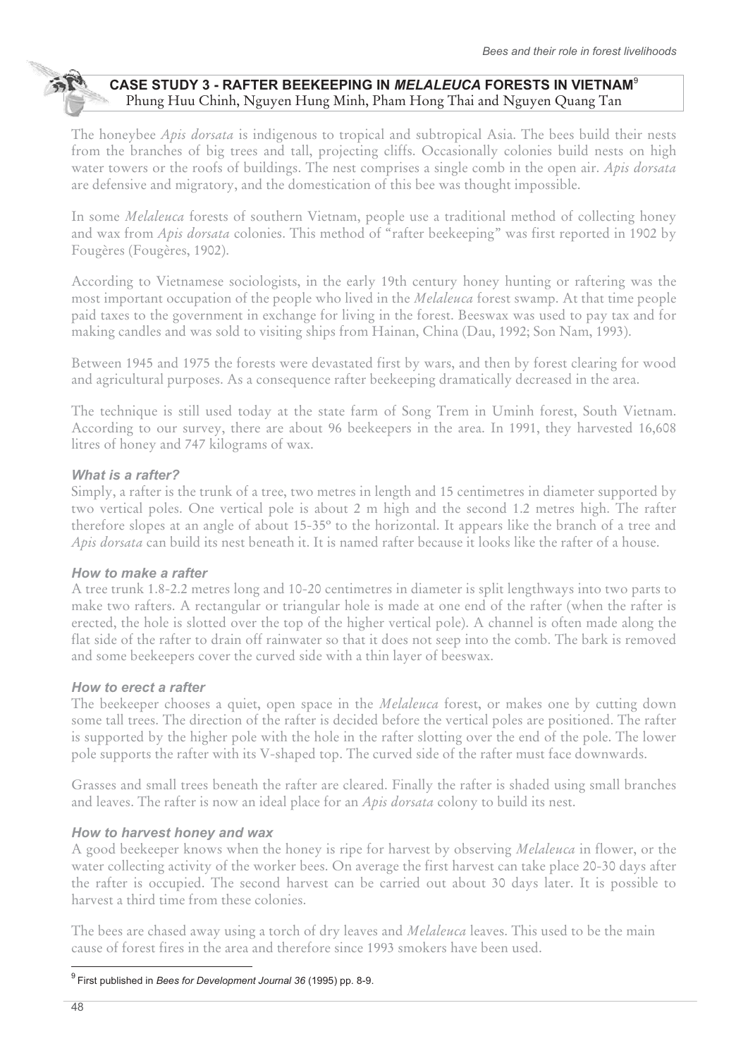## CASE STUDY 3 - RAFTER BEEKEEPING IN *MELALEUCA* FORESTS IN VIETNAM[9]

Phung Huu Chinh, Nguyen Hung Minh, Pham Hong Thai and Nguyen Quang Tan

The honeybee *Apis dorsata* is indigenous to tropical and subtropical Asia. The bees build their nests from the branches of big trees and tall, projecting cliffs. Occasionally colonies build nests on high water towers or the roofs of buildings. The nest comprises a single comb in the open air. *Apis dorsata* are defensive and migratory, and the domestication of this bee was thought impossible.

In some *Melaleuca* forests of southern Vietnam, people use a traditional method of collecting honey and wax from *Apis dorsata* colonies. This method of "rafter beekeeping" was first reported in 1902 by Fougères (Fougères, 1902).

According to Vietnamese sociologists, in the early 19th century honey hunting or raftering was the most important occupation of the people who lived in the *Melaleuca* forest swamp. At that time people paid taxes to the government in exchange for living in the forest. Beeswax was used to pay tax and for making candles and was sold to visiting ships from Hainan, China (Dau, 1992; Son Nam, 1993).

Between 1945 and 1975 the forests were devastated first by wars, and then by forest clearing for wood and agricultural purposes. As a consequence rafter beekeeping dramatically decreased in the area.

The technique is still used today at the state farm of Song Trem in Uminh forest, South Vietnam. According to our survey, there are about 96 beekeepers in the area. In 1991, they harvested 16,608 litres of honey and 747 kilograms of wax.

### *What is a rafter?*

Simply, a rafter is the trunk of a tree, two metres in length and 15 centimetres in diameter supported by two vertical poles. One vertical pole is about 2 m high and the second 1.2 metres high. The rafter therefore slopes at an angle of about 15-35º to the horizontal. It appears like the branch of a tree and *Apis dorsata* can build its nest beneath it. It is named rafter because it looks like the rafter of a house.

### *How to make a rafter*

A tree trunk 1.8-2.2 metres long and 10-20 centimetres in diameter is split lengthways into two parts to make two rafters. A rectangular or triangular hole is made at one end of the rafter (when the rafter is erected, the hole is slotted over the top of the higher vertical pole). A channel is often made along the flat side of the rafter to drain off rainwater so that it does not seep into the comb. The bark is removed and some beekeepers cover the curved side with a thin layer of beeswax.

### *How to erect a rafter*

The beekeeper chooses a quiet, open space in the *Melaleuca* forest, or makes one by cutting down some tall trees. The direction of the rafter is decided before the vertical poles are positioned. The rafter is supported by the higher pole with the hole in the rafter slotting over the end of the pole. The lower pole supports the rafter with its V-shaped top. The curved side of the rafter must face downwards.

Grasses and small trees beneath the rafter are cleared. Finally the rafter is shaded using small branches and leaves. The rafter is now an ideal place for an *Apis dorsata* colony to build its nest.

### *How to harvest honey and wax*

A good beekeeper knows when the honey is ripe for harvest by observing *Melaleuca* in flower, or the water collecting activity of the worker bees. On average the first harvest can take place 20-30 days after the rafter is occupied. The second harvest can be carried out about 30 days later. It is possible to harvest a third time from these colonies.

The bees are chased away using a torch of dry leaves and *Melaleuca* leaves. This used to be the main cause of forest fires in the area and therefore since 1993 smokers have been used.

---

[9] First published in *Bees for Development Journal 36* (1995) pp. 8-9.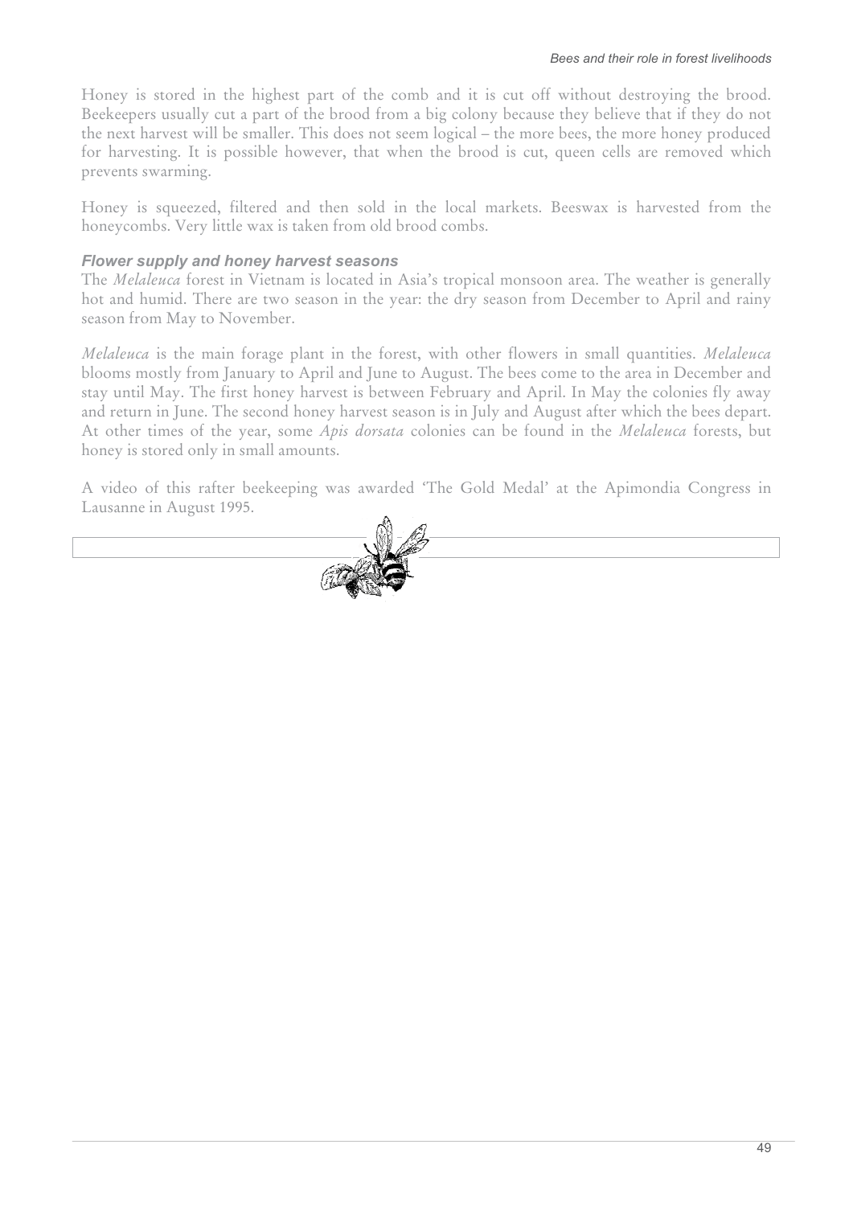Honey is stored in the highest part of the comb and it is cut off without destroying the brood. Beekeepers usually cut a part of the brood from a big colony because they believe that if they do not the next harvest will be smaller. This does not seem logical – the more bees, the more honey produced for harvesting. It is possible however, that when the brood is cut, queen cells are removed which prevents swarming.

Honey is squeezed, filtered and then sold in the local markets. Beeswax is harvested from the honeycombs. Very little wax is taken from old brood combs.

### *Flower supply and honey harvest seasons*

The *Melaleuca* forest in Vietnam is located in Asia's tropical monsoon area. The weather is generally hot and humid. There are two season in the year: the dry season from December to April and rainy season from May to November.

*Melaleuca* is the main forage plant in the forest, with other flowers in small quantities. *Melaleuca* blooms mostly from January to April and June to August. The bees come to the area in December and stay until May. The first honey harvest is between February and April. In May the colonies fly away and return in June. The second honey harvest season is in July and August after which the bees depart. At other times of the year, some *Apis dorsata* colonies can be found in the *Melaleuca* forests, but honey is stored only in small amounts.

A video of this rafter beekeeping was awarded 'The Gold Medal' at the Apimondia Congress in Lausanne in August 1995.